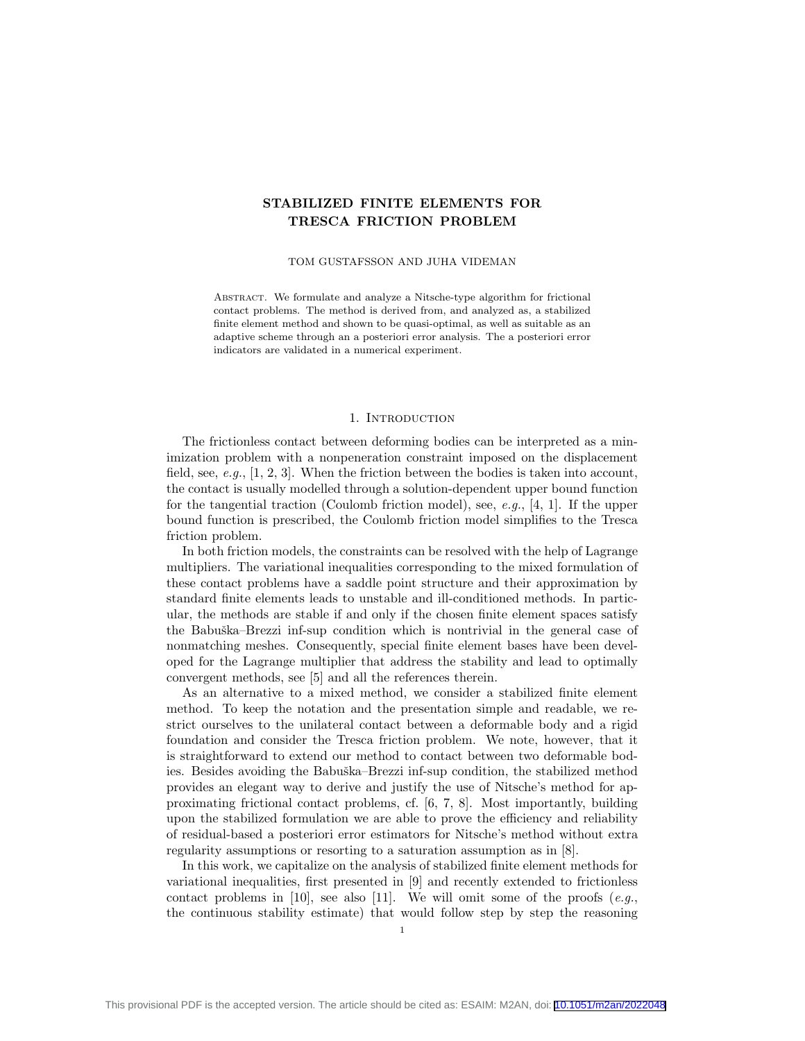# STABILIZED FINITE ELEMENTS FOR TRESCA FRICTION PROBLEM

TOM GUSTAFSSON AND JUHA VIDEMAN

ABSTRACT. We formulate and analyze a Nitsche-type algorithm for frictional contact problems. The method is derived from, and analyzed as, a stabilized finite element method and shown to be quasi-optimal, as well as suitable as an adaptive scheme through an a posteriori error analysis. The a posteriori error indicators are validated in a numerical experiment.

## 1. Introduction

The frictionless contact between deforming bodies can be interpreted as a minimization problem with a nonpeneration constraint imposed on the displacement field, see, *e.g.*, [1, 2, 3]. When the friction between the bodies is taken into account, the contact is usually modelled through a solution-dependent upper bound function for the tangential traction (Coulomb friction model), see, *e.g.*, [4, 1]. If the upper bound function is prescribed, the Coulomb friction model simplifies to the Tresca friction problem.

In both friction models, the constraints can be resolved with the help of Lagrange multipliers. The variational inequalities corresponding to the mixed formulation of these contact problems have a saddle point structure and their approximation by standard finite elements leads to unstable and ill-conditioned methods. In particular, the methods are stable if and only if the chosen finite element spaces satisfy the Babuška–Brezzi inf-sup condition which is nontrivial in the general case of nonmatching meshes. Consequently, special finite element bases have been developed for the Lagrange multiplier that address the stability and lead to optimally convergent methods, see [5] and all the references therein.

As an alternative to a mixed method, we consider a stabilized finite element method. To keep the notation and the presentation simple and readable, we restrict ourselves to the unilateral contact between a deformable body and a rigid foundation and consider the Tresca friction problem. We note, however, that it is straightforward to extend our method to contact between two deformable bodies. Besides avoiding the Babuška–Brezzi inf-sup condition, the stabilized method provides an elegant way to derive and justify the use of Nitsche's method for approximating frictional contact problems, cf. [6, 7, 8]. Most importantly, building upon the stabilized formulation we are able to prove the efficiency and reliability of residual-based a posteriori error estimators for Nitsche's method without extra regularity assumptions or resorting to a saturation assumption as in [8].

In this work, we capitalize on the analysis of stabilized finite element methods for variational inequalities, first presented in [9] and recently extended to frictionless contact problems in [10], see also [11]. We will omit some of the proofs (*e.g.*, the continuous stability estimate) that would follow step by step the reasoning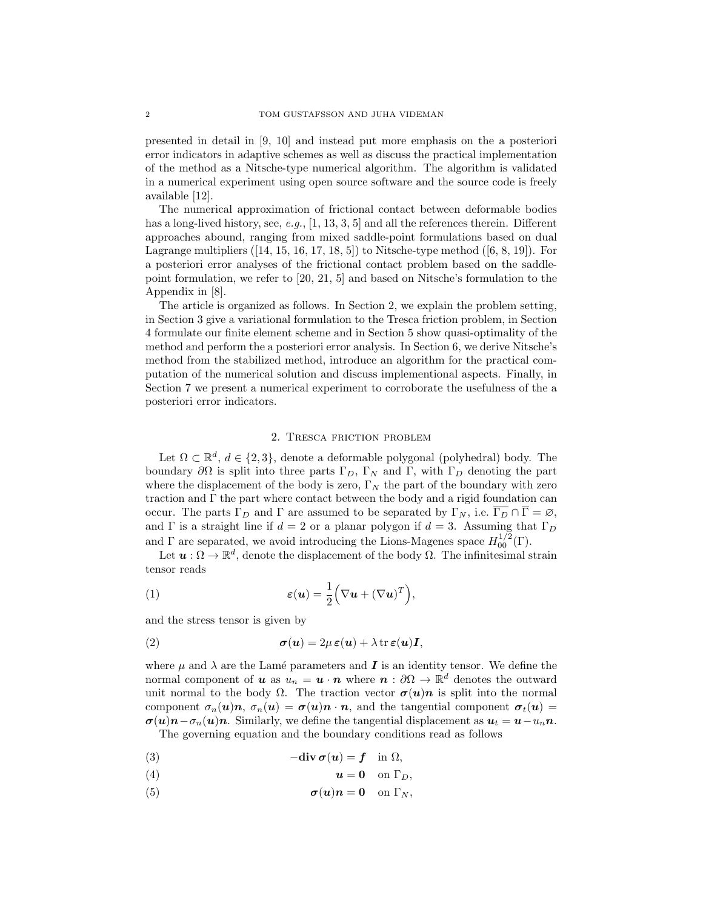presented in detail in [9, 10] and instead put more emphasis on the a posteriori error indicators in adaptive schemes as well as discuss the practical implementation of the method as a Nitsche-type numerical algorithm. The algorithm is validated in a numerical experiment using open source software and the source code is freely available [12].

The numerical approximation of frictional contact between deformable bodies has a long-lived history, see, *e.g.*, [1, 13, 3, 5] and all the references therein. Different approaches abound, ranging from mixed saddle-point formulations based on dual Lagrange multipliers ([14, 15, 16, 17, 18, 5]) to Nitsche-type method ([6, 8, 19]). For a posteriori error analyses of the frictional contact problem based on the saddle-point formulation, we refer to [20, 21, 5] and based on Nitsche's formulation to the Appendix in [8].

The article is organized as follows. In Section 2, we explain the problem setting, in Section 3 give a variational formulation to the Tresca friction problem, in Section 4 formulate our finite element scheme and in Section 5 show quasi-optimality of the method and perform the a posteriori error analysis. In Section 6, we derive Nitsche's method from the stabilized method, introduce an algorithm for the practical computation of the numerical solution and discuss implementional aspects. Finally, in Section 7 we present a numerical experiment to corroborate the usefulness of the a posteriori error indicators.

## 2. Tresca friction problem

Let $\Omega \subset \mathbb{R}^d$, $d \in \{2,3\}$, denote a deformable polygonal (polyhedral) body. The boundary $\partial\Omega$ is split into three parts $\Gamma_D$, $\Gamma_N$ and $\Gamma$, with $\Gamma_D$ denoting the part where the displacement of the body is zero, $\Gamma_N$ the part of the boundary with zero traction and $\Gamma$ the part where contact between the body and a rigid foundation can occur. The parts $\Gamma_D$ and $\Gamma$ are assumed to be separated by $\Gamma_N$, i.e. $\overline{\Gamma_D} \cap \overline{\Gamma} = \varnothing$, and $\Gamma$ is a straight line if $d = 2$ or a planar polygon if $d = 3$. Assuming that $\Gamma_D$ and $\Gamma$ are separated, we avoid introducing the Lions-Magenes space $H^{1/2}_{00}(\Gamma)$.

Let $\boldsymbol{u} : \Omega \to \mathbb{R}^d$, denote the displacement of the body $\Omega$. The infinitesimal strain tensor reads

$$\boldsymbol{\varepsilon}(\boldsymbol{u}) = \frac{1}{2}\Big(\nabla \boldsymbol{u} + (\nabla \boldsymbol{u})^T\Big), \tag{1}$$

and the stress tensor is given by

$$\boldsymbol{\sigma}(\boldsymbol{u}) = 2\mu\, \boldsymbol{\varepsilon}(\boldsymbol{u}) + \lambda \operatorname{tr} \boldsymbol{\varepsilon}(\boldsymbol{u}) \boldsymbol{I}, \tag{2}$$

where $\mu$ and $\lambda$ are the Lamé parameters and $\boldsymbol{I}$ is an identity tensor. We define the normal component of $\boldsymbol{u}$ as $u_n = \boldsymbol{u} \cdot \boldsymbol{n}$ where $\boldsymbol{n} : \partial\Omega \to \mathbb{R}^d$ denotes the outward unit normal to the body $\Omega$. The traction vector $\boldsymbol{\sigma}(\boldsymbol{u})\boldsymbol{n}$ is split into the normal component $\sigma_n(\boldsymbol{u})\boldsymbol{n}$, $\sigma_n(\boldsymbol{u}) = \boldsymbol{\sigma}(\boldsymbol{u})\boldsymbol{n} \cdot \boldsymbol{n}$, and the tangential component $\boldsymbol{\sigma}_t(\boldsymbol{u}) = \boldsymbol{\sigma}(\boldsymbol{u})\boldsymbol{n} - \sigma_n(\boldsymbol{u})\boldsymbol{n}$. Similarly, we define the tangential displacement as $\boldsymbol{u}_t = \boldsymbol{u} - u_n\boldsymbol{n}$.

The governing equation and the boundary conditions read as follows

$$-\mathbf{div}\, \boldsymbol{\sigma}(\boldsymbol{u}) = \boldsymbol{f} \quad \text{in } \Omega, \tag{3}$$

$$\boldsymbol{u} = \boldsymbol{0} \quad \text{on } \Gamma_D, \tag{4}$$

$$\boldsymbol{\sigma}(\boldsymbol{u})\boldsymbol{n} = \boldsymbol{0} \quad \text{on } \Gamma_N, \tag{5}$$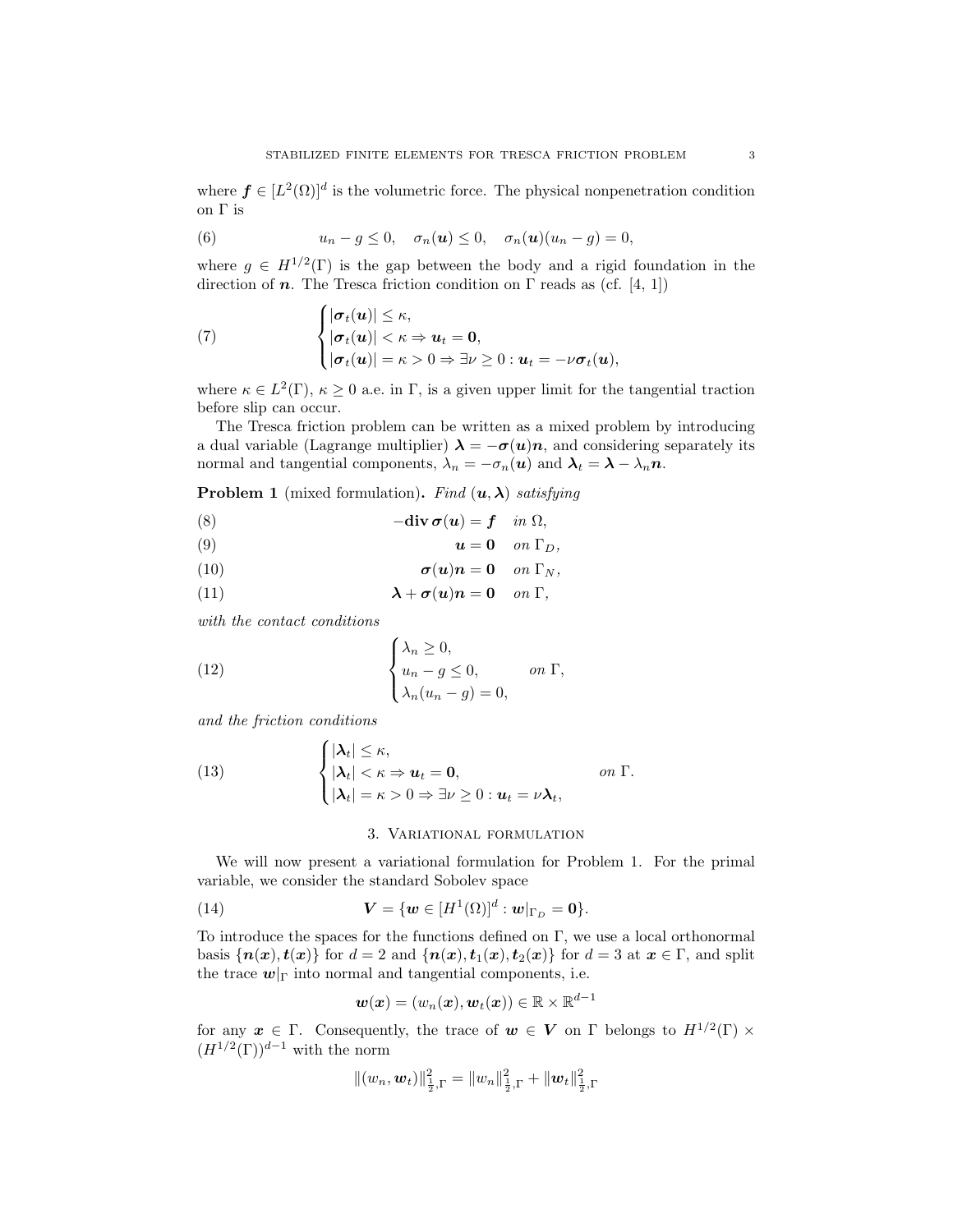where $\boldsymbol{f} \in [L^2(\Omega)]^d$ is the volumetric force. The physical nonpenetration condition on $\Gamma$ is

$$u_n - g \leq 0, \quad \sigma_n(\boldsymbol{u}) \leq 0, \quad \sigma_n(\boldsymbol{u})(u_n - g) = 0, \tag{6}$$

where $g \in H^{1/2}(\Gamma)$ is the gap between the body and a rigid foundation in the direction of $\boldsymbol{n}$. The Tresca friction condition on $\Gamma$ reads as (cf. [4, 1])

$$\begin{cases} |\boldsymbol{\sigma}_t(\boldsymbol{u})| \leq \kappa, \\ |\boldsymbol{\sigma}_t(\boldsymbol{u})| < \kappa \Rightarrow \boldsymbol{u}_t = \boldsymbol{0}, \\ |\boldsymbol{\sigma}_t(\boldsymbol{u})| = \kappa > 0 \Rightarrow \exists \nu \geq 0 : \boldsymbol{u}_t = -\nu \boldsymbol{\sigma}_t(\boldsymbol{u}), \end{cases} \tag{7}$$

where $\kappa \in L^2(\Gamma)$, $\kappa \geq 0$ a.e. in $\Gamma$, is a given upper limit for the tangential traction before slip can occur.

The Tresca friction problem can be written as a mixed problem by introducing a dual variable (Lagrange multiplier) $\boldsymbol{\lambda} = -\boldsymbol{\sigma}(\boldsymbol{u})\boldsymbol{n}$, and considering separately its normal and tangential components, $\lambda_n = -\sigma_n(\boldsymbol{u})$ and $\boldsymbol{\lambda}_t = \boldsymbol{\lambda} - \lambda_n \boldsymbol{n}$.

**Problem 1** (mixed formulation)**.** *Find* $(\boldsymbol{u}, \boldsymbol{\lambda})$ *satisfying*

$$-\mathbf{div}\, \boldsymbol{\sigma}(\boldsymbol{u}) = \boldsymbol{f} \quad \text{in } \Omega, \tag{8}$$

$$\boldsymbol{u} = \boldsymbol{0} \quad \text{on } \Gamma_D, \tag{9}$$

$$\boldsymbol{\sigma}(\boldsymbol{u})\boldsymbol{n} = \boldsymbol{0} \quad \text{on } \Gamma_N, \tag{10}$$

$$\boldsymbol{\lambda} + \boldsymbol{\sigma}(\boldsymbol{u})\boldsymbol{n} = \boldsymbol{0} \quad \text{on } \Gamma, \tag{11}$$

*with the contact conditions*

$$\begin{cases} \lambda_n \geq 0, \\ u_n - g \leq 0, \\ \lambda_n(u_n - g) = 0, \end{cases} \quad \text{on } \Gamma, \tag{12}$$

*and the friction conditions*

$$\begin{cases} |\boldsymbol{\lambda}_t| \leq \kappa, \\ |\boldsymbol{\lambda}_t| < \kappa \Rightarrow \boldsymbol{u}_t = \boldsymbol{0}, \\ |\boldsymbol{\lambda}_t| = \kappa > 0 \Rightarrow \exists \nu \geq 0 : \boldsymbol{u}_t = \nu \boldsymbol{\lambda}_t, \end{cases} \quad \text{on } \Gamma. \tag{13}$$

## 3. Variational formulation

We will now present a variational formulation for Problem 1. For the primal variable, we consider the standard Sobolev space

$$\boldsymbol{V} = \{\boldsymbol{w} \in [H^1(\Omega)]^d : \boldsymbol{w}|_{\Gamma_D} = \boldsymbol{0}\}. \tag{14}$$

To introduce the spaces for the functions defined on $\Gamma$, we use a local orthonormal basis $\{\boldsymbol{n}(\boldsymbol{x}), \boldsymbol{t}(\boldsymbol{x})\}$ for $d = 2$ and $\{\boldsymbol{n}(\boldsymbol{x}), \boldsymbol{t}_1(\boldsymbol{x}), \boldsymbol{t}_2(\boldsymbol{x})\}$ for $d = 3$ at $\boldsymbol{x} \in \Gamma$, and split the trace $\boldsymbol{w}|_\Gamma$ into normal and tangential components, i.e.

$$\boldsymbol{w}(\boldsymbol{x}) = (w_n(\boldsymbol{x}), \boldsymbol{w}_t(\boldsymbol{x})) \in \mathbb{R} \times \mathbb{R}^{d-1}$$

for any $\boldsymbol{x} \in \Gamma$. Consequently, the trace of $\boldsymbol{w} \in \boldsymbol{V}$ on $\Gamma$ belongs to $H^{1/2}(\Gamma) \times (H^{1/2}(\Gamma))^{d-1}$ with the norm

$$\|(w_n, \boldsymbol{w}_t)\|^2_{\frac{1}{2},\Gamma} = \|w_n\|^2_{\frac{1}{2},\Gamma} + \|\boldsymbol{w}_t\|^2_{\frac{1}{2},\Gamma}$$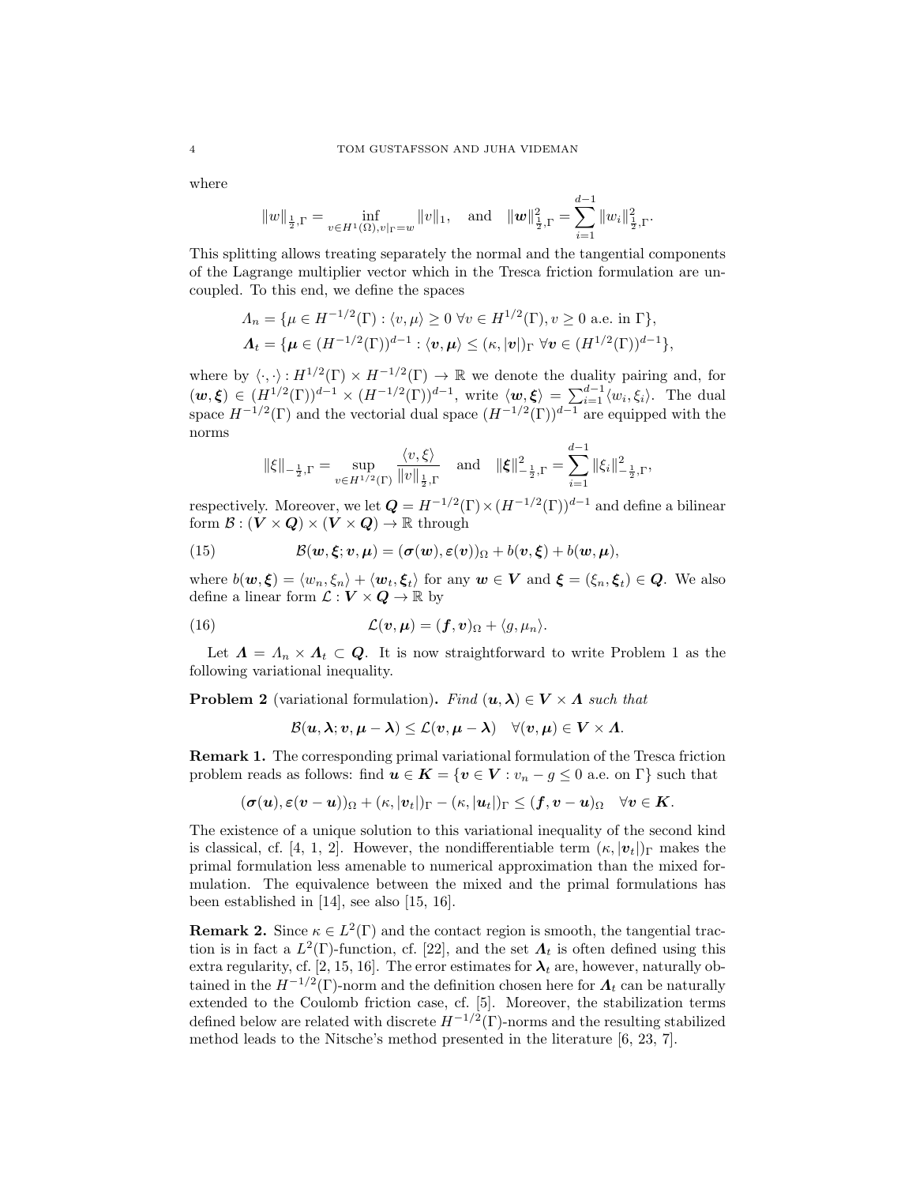where

$$\|w\|_{\frac{1}{2},\Gamma} = \inf_{v\in H^1(\Omega), v|_\Gamma = w} \|v\|_1, \quad \text{and} \quad \|\boldsymbol{w}\|^2_{\frac{1}{2},\Gamma} = \sum_{i=1}^{d-1} \|w_i\|^2_{\frac{1}{2},\Gamma}.$$

This splitting allows treating separately the normal and the tangential components of the Lagrange multiplier vector which in the Tresca friction formulation are uncoupled. To this end, we define the spaces

$$\begin{aligned}
\varLambda_n &= \{\mu \in H^{-1/2}(\Gamma) : \langle v, \mu \rangle \geq 0 \ \forall v \in H^{1/2}(\Gamma), v \geq 0 \text{ a.e. in } \Gamma\}, \\
\boldsymbol{\varLambda}_t &= \{\boldsymbol{\mu} \in (H^{-1/2}(\Gamma))^{d-1} : \langle \boldsymbol{v}, \boldsymbol{\mu} \rangle \leq (\kappa, |\boldsymbol{v}|)_\Gamma \ \forall \boldsymbol{v} \in (H^{1/2}(\Gamma))^{d-1}\},
\end{aligned}$$

where by $\langle \cdot, \cdot \rangle : H^{1/2}(\Gamma) \times H^{-1/2}(\Gamma) \to \mathbb{R}$ we denote the duality pairing and, for $(\boldsymbol{w}, \boldsymbol{\xi}) \in (H^{1/2}(\Gamma))^{d-1} \times (H^{-1/2}(\Gamma))^{d-1}$, write $\langle \boldsymbol{w}, \boldsymbol{\xi} \rangle = \sum_{i=1}^{d-1} \langle w_i, \xi_i \rangle$. The dual space $H^{-1/2}(\Gamma)$ and the vectorial dual space $(H^{-1/2}(\Gamma))^{d-1}$ are equipped with the norms

$$\|\xi\|_{-\frac{1}{2},\Gamma} = \sup_{v \in H^{1/2}(\Gamma)} \frac{\langle v, \xi \rangle}{\|v\|_{\frac{1}{2},\Gamma}} \quad \text{and} \quad \|\boldsymbol{\xi}\|^2_{-\frac{1}{2},\Gamma} = \sum_{i=1}^{d-1} \|\xi_i\|^2_{-\frac{1}{2},\Gamma},$$

respectively. Moreover, we let $\boldsymbol{Q} = H^{-1/2}(\Gamma) \times (H^{-1/2}(\Gamma))^{d-1}$ and define a bilinear form $\mathcal{B} : (\boldsymbol{V} \times \boldsymbol{Q}) \times (\boldsymbol{V} \times \boldsymbol{Q}) \to \mathbb{R}$ through

$$\mathcal{B}(\boldsymbol{w}, \boldsymbol{\xi}; \boldsymbol{v}, \boldsymbol{\mu}) = (\boldsymbol{\sigma}(\boldsymbol{w}), \boldsymbol{\varepsilon}(\boldsymbol{v}))_\Omega + b(\boldsymbol{v}, \boldsymbol{\xi}) + b(\boldsymbol{w}, \boldsymbol{\mu}), \tag{15}$$

where $b(\boldsymbol{w}, \boldsymbol{\xi}) = \langle w_n, \xi_n \rangle + \langle \boldsymbol{w}_t, \boldsymbol{\xi}_t \rangle$ for any $\boldsymbol{w} \in \boldsymbol{V}$ and $\boldsymbol{\xi} = (\xi_n, \boldsymbol{\xi}_t) \in \boldsymbol{Q}$. We also define a linear form $\mathcal{L} : \boldsymbol{V} \times \boldsymbol{Q} \to \mathbb{R}$ by

$$\mathcal{L}(\boldsymbol{v}, \boldsymbol{\mu}) = (\boldsymbol{f}, \boldsymbol{v})_\Omega + \langle g, \mu_n \rangle. \tag{16}$$

Let $\boldsymbol{\varLambda} = \varLambda_n \times \boldsymbol{\varLambda}_t \subset \boldsymbol{Q}$. It is now straightforward to write Problem 1 as the following variational inequality.

**Problem 2** (variational formulation)**.** *Find* $(\boldsymbol{u}, \boldsymbol{\lambda}) \in \boldsymbol{V} \times \boldsymbol{\varLambda}$ *such that*

$$\mathcal{B}(\boldsymbol{u}, \boldsymbol{\lambda}; \boldsymbol{v}, \boldsymbol{\mu} - \boldsymbol{\lambda}) \leq \mathcal{L}(\boldsymbol{v}, \boldsymbol{\mu} - \boldsymbol{\lambda}) \quad \forall (\boldsymbol{v}, \boldsymbol{\mu}) \in \boldsymbol{V} \times \boldsymbol{\varLambda}.$$

**Remark 1.** The corresponding primal variational formulation of the Tresca friction problem reads as follows: find $\boldsymbol{u} \in \boldsymbol{K} = \{\boldsymbol{v} \in \boldsymbol{V} : v_n - g \leq 0 \text{ a.e. on } \Gamma\}$ such that

$$(\boldsymbol{\sigma}(\boldsymbol{u}), \boldsymbol{\varepsilon}(\boldsymbol{v} - \boldsymbol{u}))_\Omega + (\kappa, |\boldsymbol{v}_t|)_\Gamma - (\kappa, |\boldsymbol{u}_t|)_\Gamma \leq (\boldsymbol{f}, \boldsymbol{v} - \boldsymbol{u})_\Omega \quad \forall \boldsymbol{v} \in \boldsymbol{K}.$$

The existence of a unique solution to this variational inequality of the second kind is classical, cf. [4, 1, 2]. However, the nondifferentiable term $(\kappa, |\boldsymbol{v}_t|)_\Gamma$ makes the primal formulation less amenable to numerical approximation than the mixed formulation. The equivalence between the mixed and the primal formulations has been established in [14], see also [15, 16].

**Remark 2.** Since $\kappa \in L^2(\Gamma)$ and the contact region is smooth, the tangential traction is in fact a $L^2(\Gamma)$-function, cf. [22], and the set $\boldsymbol{\varLambda}_t$ is often defined using this extra regularity, cf. [2, 15, 16]. The error estimates for $\boldsymbol{\lambda}_t$ are, however, naturally obtained in the $H^{-1/2}(\Gamma)$-norm and the definition chosen here for $\boldsymbol{\varLambda}_t$ can be naturally extended to the Coulomb friction case, cf. [5]. Moreover, the stabilization terms defined below are related with discrete $H^{-1/2}(\Gamma)$-norms and the resulting stabilized method leads to the Nitsche's method presented in the literature [6, 23, 7].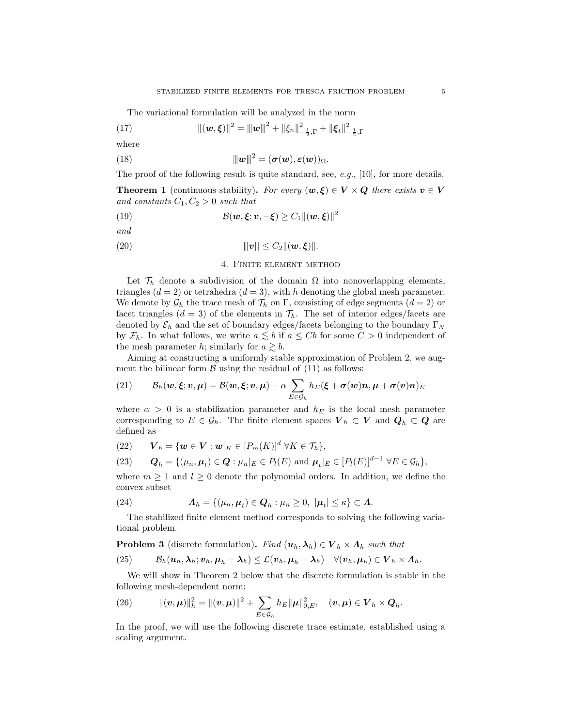The variational formulation will be analyzed in the norm

$$\|(\boldsymbol{w},\boldsymbol{\xi})\|^2 = \|\!|\boldsymbol{w}|\!\|^2 + \|\xi_n\|^2_{-\frac{1}{2},\Gamma} + \|\boldsymbol{\xi}_t\|^2_{-\frac{1}{2},\Gamma} \tag{17}$$

where

$$\|\!|\boldsymbol{w}|\!\|^2 = (\boldsymbol{\sigma}(\boldsymbol{w}),\boldsymbol{\varepsilon}(\boldsymbol{w}))_\Omega. \tag{18}$$

The proof of the following result is quite standard, see, *e.g.*, [10], for more details.

**Theorem 1** (continuous stability)**.** *For every $(\boldsymbol{w},\boldsymbol{\xi}) \in \boldsymbol{V}\times\boldsymbol{Q}$ there exists $\boldsymbol{v}\in\boldsymbol{V}$ and constants $C_1, C_2 > 0$ such that*

$$\mathcal{B}(\boldsymbol{w},\boldsymbol{\xi};\boldsymbol{v},-\boldsymbol{\xi}) \geq C_1 \|(\boldsymbol{w},\boldsymbol{\xi})\|^2 \tag{19}$$

*and*

$$\|\!|\boldsymbol{v}|\!\| \leq C_2 \|(\boldsymbol{w},\boldsymbol{\xi})\|. \tag{20}$$

## 4. Finite element method

Let $\mathcal{T}_h$ denote a subdivision of the domain $\Omega$ into nonoverlapping elements, triangles ($d=2$) or tetrahedra ($d=3$), with $h$ denoting the global mesh parameter. We denote by $\mathcal{G}_h$ the trace mesh of $\mathcal{T}_h$ on $\Gamma$, consisting of edge segments ($d=2$) or facet triangles ($d=3$) of the elements in $\mathcal{T}_h$. The set of interior edges/facets are denoted by $\mathcal{E}_h$ and the set of boundary edges/facets belonging to the boundary $\Gamma_N$ by $\mathcal{F}_h$. In what follows, we write $a \lesssim b$ if $a \leq Cb$ for some $C > 0$ independent of the mesh parameter $h$; similarly for $a \gtrsim b$.

Aiming at constructing a uniformly stable approximation of Problem 2, we augment the bilinear form $\mathcal{B}$ using the residual of (11) as follows:

$$\mathcal{B}_h(\boldsymbol{w},\boldsymbol{\xi};\boldsymbol{v},\boldsymbol{\mu}) = \mathcal{B}(\boldsymbol{w},\boldsymbol{\xi};\boldsymbol{v},\boldsymbol{\mu}) - \alpha \sum_{E\in\mathcal{G}_h} h_E(\boldsymbol{\xi}+\boldsymbol{\sigma}(\boldsymbol{w})\boldsymbol{n}, \boldsymbol{\mu}+\boldsymbol{\sigma}(\boldsymbol{v})\boldsymbol{n})_E \tag{21}$$

where $\alpha > 0$ is a stabilization parameter and $h_E$ is the local mesh parameter corresponding to $E \in \mathcal{G}_h$. The finite element spaces $\boldsymbol{V}_h \subset \boldsymbol{V}$ and $\boldsymbol{Q}_h \subset \boldsymbol{Q}$ are defined as

$$\boldsymbol{V}_h = \{\boldsymbol{w}\in\boldsymbol{V} : \boldsymbol{w}|_K \in [P_m(K)]^d \ \forall K \in \mathcal{T}_h\}, \tag{22}$$

$$\boldsymbol{Q}_h = \{(\mu_n,\boldsymbol{\mu}_t)\in\boldsymbol{Q} : \mu_n|_E \in P_l(E) \text{ and } \boldsymbol{\mu}_t|_E \in [P_l(E)]^{d-1} \ \forall E\in\mathcal{G}_h\}, \tag{23}$$

where $m \geq 1$ and $l \geq 0$ denote the polynomial orders. In addition, we define the convex subset

$$\boldsymbol{\Lambda}_h = \{(\mu_n,\boldsymbol{\mu}_t)\in\boldsymbol{Q}_h : \mu_n \geq 0,\ |\boldsymbol{\mu}_t| \leq \kappa\} \subset \boldsymbol{\Lambda}. \tag{24}$$

The stabilized finite element method corresponds to solving the following variational problem.

**Problem 3** (discrete formulation)**.** *Find $(\boldsymbol{u}_h,\boldsymbol{\lambda}_h)\in\boldsymbol{V}_h\times\boldsymbol{\Lambda}_h$ such that*

$$\mathcal{B}_h(\boldsymbol{u}_h,\boldsymbol{\lambda}_h;\boldsymbol{v}_h,\boldsymbol{\mu}_h-\boldsymbol{\lambda}_h) \leq \mathcal{L}(\boldsymbol{v}_h,\boldsymbol{\mu}_h-\boldsymbol{\lambda}_h) \quad \forall(\boldsymbol{v}_h,\boldsymbol{\mu}_h)\in\boldsymbol{V}_h\times\boldsymbol{\Lambda}_h. \tag{25}$$

We will show in Theorem 2 below that the discrete formulation is stable in the following mesh-dependent norm:

$$\|(\boldsymbol{v},\boldsymbol{\mu})\|_h^2 = \|(\boldsymbol{v},\boldsymbol{\mu})\|^2 + \sum_{E\in\mathcal{G}_h} h_E \|\boldsymbol{\mu}\|^2_{0,E}, \quad (\boldsymbol{v},\boldsymbol{\mu})\in\boldsymbol{V}_h\times\boldsymbol{Q}_h. \tag{26}$$

In the proof, we will use the following discrete trace estimate, established using a scaling argument.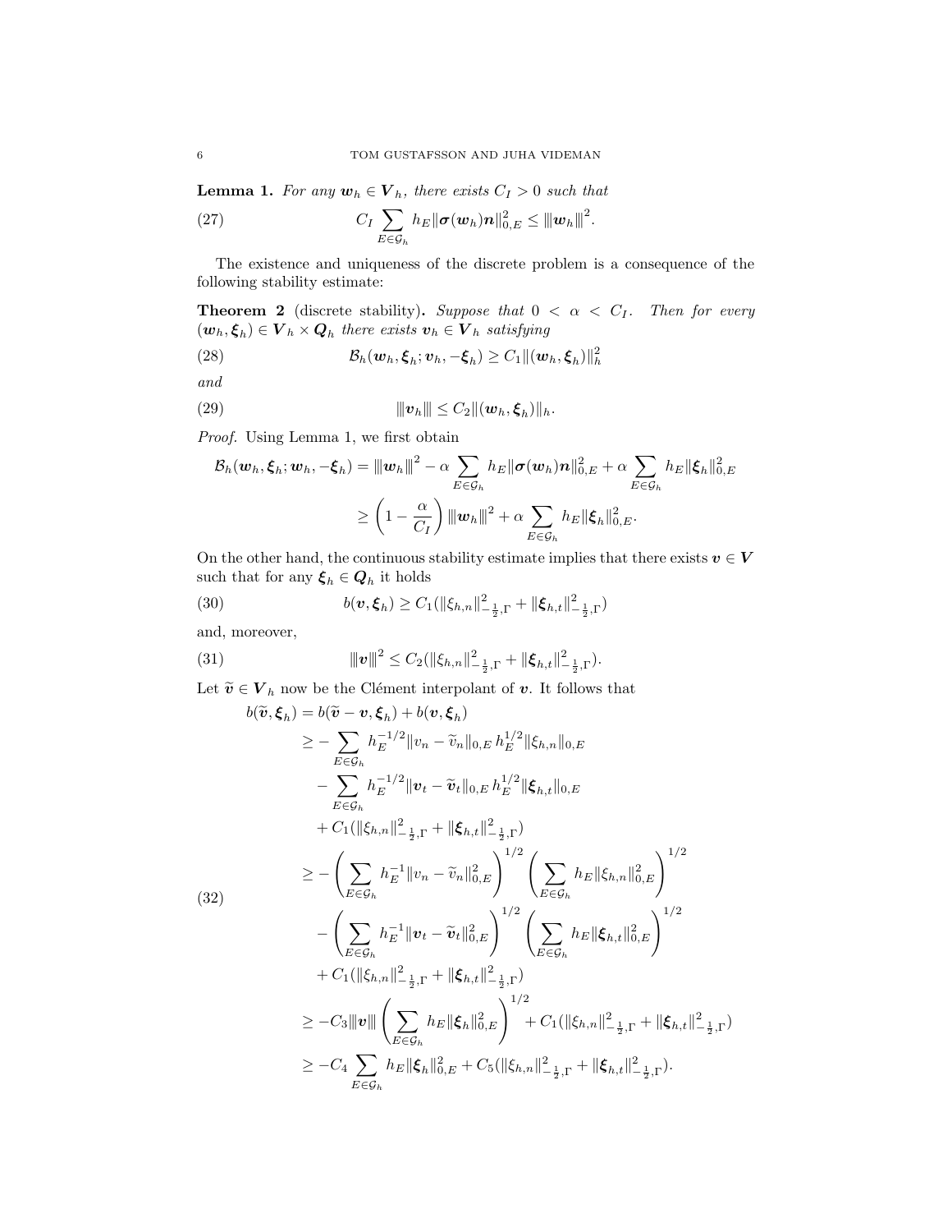**Lemma 1.** *For any $\boldsymbol{w}_h \in \boldsymbol{V}_h$, there exists $C_I > 0$ such that*

$$C_I \sum_{E\in\mathcal{G}_h} h_E \|\boldsymbol{\sigma}(\boldsymbol{w}_h)\boldsymbol{n}\|_{0,E}^2 \leq |||\boldsymbol{w}_h|||^2. \tag{27}$$

The existence and uniqueness of the discrete problem is a consequence of the following stability estimate:

**Theorem 2** (discrete stability)**.** *Suppose that $0 < \alpha < C_I$. Then for every $(\boldsymbol{w}_h, \boldsymbol{\xi}_h) \in \boldsymbol{V}_h \times \boldsymbol{Q}_h$ there exists $\boldsymbol{v}_h \in \boldsymbol{V}_h$ satisfying*

$$\mathcal{B}_h(\boldsymbol{w}_h, \boldsymbol{\xi}_h; \boldsymbol{v}_h, -\boldsymbol{\xi}_h) \geq C_1 \|(\boldsymbol{w}_h, \boldsymbol{\xi}_h)\|_h^2 \tag{28}$$

*and*

$$|||\boldsymbol{v}_h||| \leq C_2 \|(\boldsymbol{w}_h, \boldsymbol{\xi}_h)\|_h. \tag{29}$$

*Proof.* Using Lemma 1, we first obtain

$$\begin{aligned}
\mathcal{B}_h(\boldsymbol{w}_h, \boldsymbol{\xi}_h; \boldsymbol{w}_h, -\boldsymbol{\xi}_h) &= |||\boldsymbol{w}_h|||^2 - \alpha \sum_{E\in\mathcal{G}_h} h_E \|\boldsymbol{\sigma}(\boldsymbol{w}_h)\boldsymbol{n}\|_{0,E}^2 + \alpha \sum_{E\in\mathcal{G}_h} h_E \|\boldsymbol{\xi}_h\|_{0,E}^2 \\
&\geq \left(1 - \frac{\alpha}{C_I}\right) |||\boldsymbol{w}_h|||^2 + \alpha \sum_{E\in\mathcal{G}_h} h_E \|\boldsymbol{\xi}_h\|_{0,E}^2.
\end{aligned}$$

On the other hand, the continuous stability estimate implies that there exists $\boldsymbol{v} \in \boldsymbol{V}$ such that for any $\boldsymbol{\xi}_h \in \boldsymbol{Q}_h$ it holds

$$b(\boldsymbol{v}, \boldsymbol{\xi}_h) \geq C_1 (\|\xi_{h,n}\|_{-\frac{1}{2},\Gamma}^2 + \|\boldsymbol{\xi}_{h,t}\|_{-\frac{1}{2},\Gamma}^2) \tag{30}$$

and, moreover,

$$|||\boldsymbol{v}|||^2 \leq C_2 (\|\xi_{h,n}\|_{-\frac{1}{2},\Gamma}^2 + \|\boldsymbol{\xi}_{h,t}\|_{-\frac{1}{2},\Gamma}^2). \tag{31}$$

Let $\widetilde{\boldsymbol{v}} \in \boldsymbol{V}_h$ now be the Clément interpolant of $\boldsymbol{v}$. It follows that

$$\begin{aligned}
b(\widetilde{\boldsymbol{v}}, \boldsymbol{\xi}_h) &= b(\widetilde{\boldsymbol{v}} - \boldsymbol{v}, \boldsymbol{\xi}_h) + b(\boldsymbol{v}, \boldsymbol{\xi}_h) \\
&\geq - \sum_{E\in\mathcal{G}_h} h_E^{-1/2} \|v_n - \widetilde{v}_n\|_{0,E}\, h_E^{1/2} \|\xi_{h,n}\|_{0,E} \\
&\quad - \sum_{E\in\mathcal{G}_h} h_E^{-1/2} \|\boldsymbol{v}_t - \widetilde{\boldsymbol{v}}_t\|_{0,E}\, h_E^{1/2} \|\boldsymbol{\xi}_{h,t}\|_{0,E} \\
&\quad + C_1 (\|\xi_{h,n}\|_{-\frac{1}{2},\Gamma}^2 + \|\boldsymbol{\xi}_{h,t}\|_{-\frac{1}{2},\Gamma}^2) \\
&\geq - \left( \sum_{E\in\mathcal{G}_h} h_E^{-1} \|v_n - \widetilde{v}_n\|_{0,E}^2 \right)^{1/2} \left( \sum_{E\in\mathcal{G}_h} h_E \|\xi_{h,n}\|_{0,E}^2 \right)^{1/2} \\
&\quad - \left( \sum_{E\in\mathcal{G}_h} h_E^{-1} \|\boldsymbol{v}_t - \widetilde{\boldsymbol{v}}_t\|_{0,E}^2 \right)^{1/2} \left( \sum_{E\in\mathcal{G}_h} h_E \|\boldsymbol{\xi}_{h,t}\|_{0,E}^2 \right)^{1/2} \\
&\quad + C_1 (\|\xi_{h,n}\|_{-\frac{1}{2},\Gamma}^2 + \|\boldsymbol{\xi}_{h,t}\|_{-\frac{1}{2},\Gamma}^2) \\
&\geq -C_3 |||\boldsymbol{v}||| \left( \sum_{E\in\mathcal{G}_h} h_E \|\boldsymbol{\xi}_h\|_{0,E}^2 \right)^{1/2} + C_1 (\|\xi_{h,n}\|_{-\frac{1}{2},\Gamma}^2 + \|\boldsymbol{\xi}_{h,t}\|_{-\frac{1}{2},\Gamma}^2) \\
&\geq -C_4 \sum_{E\in\mathcal{G}_h} h_E \|\boldsymbol{\xi}_h\|_{0,E}^2 + C_5 (\|\xi_{h,n}\|_{-\frac{1}{2},\Gamma}^2 + \|\boldsymbol{\xi}_{h,t}\|_{-\frac{1}{2},\Gamma}^2).
\end{aligned} \tag{32}$$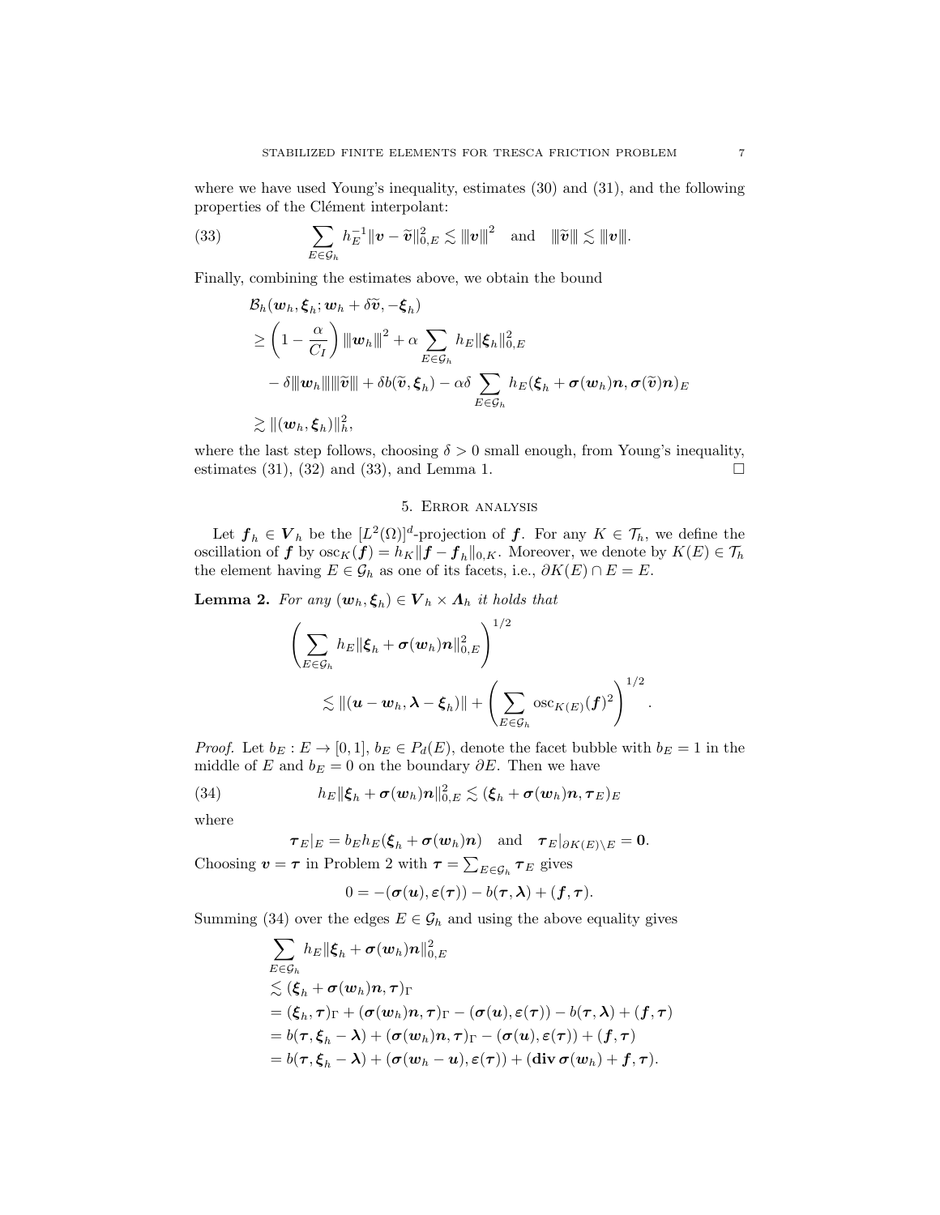where we have used Young's inequality, estimates (30) and (31), and the following properties of the Clément interpolant:

$$\sum_{E \in \mathcal{G}_h} h_E^{-1} \|\boldsymbol{v} - \widetilde{\boldsymbol{v}}\|_{0,E}^2 \lesssim |||\boldsymbol{v}|||^2 \quad \text{and} \quad |||\widetilde{\boldsymbol{v}}||| \lesssim |||\boldsymbol{v}|||. \tag{33}$$

Finally, combining the estimates above, we obtain the bound

$$\begin{aligned}
&\mathcal{B}_h(\boldsymbol{w}_h, \boldsymbol{\xi}_h; \boldsymbol{w}_h + \delta\widetilde{\boldsymbol{v}}, -\boldsymbol{\xi}_h) \\
&\geq \left(1 - \frac{\alpha}{C_I}\right) |||\boldsymbol{w}_h|||^2 + \alpha \sum_{E \in \mathcal{G}_h} h_E \|\boldsymbol{\xi}_h\|_{0,E}^2 \\
&\quad - \delta |||\boldsymbol{w}_h||| |||\widetilde{\boldsymbol{v}}||| + \delta b(\widetilde{\boldsymbol{v}}, \boldsymbol{\xi}_h) - \alpha\delta \sum_{E \in \mathcal{G}_h} h_E(\boldsymbol{\xi}_h + \boldsymbol{\sigma}(\boldsymbol{w}_h)\boldsymbol{n}, \boldsymbol{\sigma}(\widetilde{\boldsymbol{v}})\boldsymbol{n})_E \\
&\gtrsim \|(\boldsymbol{w}_h, \boldsymbol{\xi}_h)\|_h^2,
\end{aligned}$$

where the last step follows, choosing $\delta > 0$ small enough, from Young's inequality, estimates (31), (32) and (33), and Lemma 1. $\square$

## 5. Error analysis

Let $\boldsymbol{f}_h \in \boldsymbol{V}_h$ be the $[L^2(\Omega)]^d$-projection of $\boldsymbol{f}$. For any $K \in \mathcal{T}_h$, we define the oscillation of $\boldsymbol{f}$ by $\mathrm{osc}_K(\boldsymbol{f}) = h_K \|\boldsymbol{f} - \boldsymbol{f}_h\|_{0,K}$. Moreover, we denote by $K(E) \in \mathcal{T}_h$ the element having $E \in \mathcal{G}_h$ as one of its facets, i.e., $\partial K(E) \cap E = E$.

**Lemma 2.** *For any $(\boldsymbol{w}_h, \boldsymbol{\xi}_h) \in \boldsymbol{V}_h \times \boldsymbol{\Lambda}_h$ it holds that*

$$\left(\sum_{E \in \mathcal{G}_h} h_E \|\boldsymbol{\xi}_h + \boldsymbol{\sigma}(\boldsymbol{w}_h)\boldsymbol{n}\|_{0,E}^2\right)^{1/2} \lesssim \|(\boldsymbol{u} - \boldsymbol{w}_h, \boldsymbol{\lambda} - \boldsymbol{\xi}_h)\| + \left(\sum_{E \in \mathcal{G}_h} \mathrm{osc}_{K(E)}(\boldsymbol{f})^2\right)^{1/2}.$$

*Proof.* Let $b_E : E \to [0,1]$, $b_E \in P_d(E)$, denote the facet bubble with $b_E = 1$ in the middle of $E$ and $b_E = 0$ on the boundary $\partial E$. Then we have

$$h_E \|\boldsymbol{\xi}_h + \boldsymbol{\sigma}(\boldsymbol{w}_h)\boldsymbol{n}\|_{0,E}^2 \lesssim (\boldsymbol{\xi}_h + \boldsymbol{\sigma}(\boldsymbol{w}_h)\boldsymbol{n}, \boldsymbol{\tau}_E)_E \tag{34}$$

where

$$\boldsymbol{\tau}_E|_E = b_E h_E(\boldsymbol{\xi}_h + \boldsymbol{\sigma}(\boldsymbol{w}_h)\boldsymbol{n}) \quad \text{and} \quad \boldsymbol{\tau}_E|_{\partial K(E)\setminus E} = \boldsymbol{0}.$$

Choosing $\boldsymbol{v} = \boldsymbol{\tau}$ in Problem 2 with $\boldsymbol{\tau} = \sum_{E \in \mathcal{G}_h} \boldsymbol{\tau}_E$ gives

$$0 = -(\boldsymbol{\sigma}(\boldsymbol{u}), \boldsymbol{\varepsilon}(\boldsymbol{\tau})) - b(\boldsymbol{\tau}, \boldsymbol{\lambda}) + (\boldsymbol{f}, \boldsymbol{\tau}).$$

Summing (34) over the edges $E \in \mathcal{G}_h$ and using the above equality gives

$$\begin{aligned}
&\sum_{E \in \mathcal{G}_h} h_E \|\boldsymbol{\xi}_h + \boldsymbol{\sigma}(\boldsymbol{w}_h)\boldsymbol{n}\|_{0,E}^2 \\
&\lesssim (\boldsymbol{\xi}_h + \boldsymbol{\sigma}(\boldsymbol{w}_h)\boldsymbol{n}, \boldsymbol{\tau})_\Gamma \\
&= (\boldsymbol{\xi}_h, \boldsymbol{\tau})_\Gamma + (\boldsymbol{\sigma}(\boldsymbol{w}_h)\boldsymbol{n}, \boldsymbol{\tau})_\Gamma - (\boldsymbol{\sigma}(\boldsymbol{u}), \boldsymbol{\varepsilon}(\boldsymbol{\tau})) - b(\boldsymbol{\tau}, \boldsymbol{\lambda}) + (\boldsymbol{f}, \boldsymbol{\tau}) \\
&= b(\boldsymbol{\tau}, \boldsymbol{\xi}_h - \boldsymbol{\lambda}) + (\boldsymbol{\sigma}(\boldsymbol{w}_h)\boldsymbol{n}, \boldsymbol{\tau})_\Gamma - (\boldsymbol{\sigma}(\boldsymbol{u}), \boldsymbol{\varepsilon}(\boldsymbol{\tau})) + (\boldsymbol{f}, \boldsymbol{\tau}) \\
&= b(\boldsymbol{\tau}, \boldsymbol{\xi}_h - \boldsymbol{\lambda}) + (\boldsymbol{\sigma}(\boldsymbol{w}_h - \boldsymbol{u}), \boldsymbol{\varepsilon}(\boldsymbol{\tau})) + (\mathbf{div}\, \boldsymbol{\sigma}(\boldsymbol{w}_h) + \boldsymbol{f}, \boldsymbol{\tau}).
\end{aligned}$$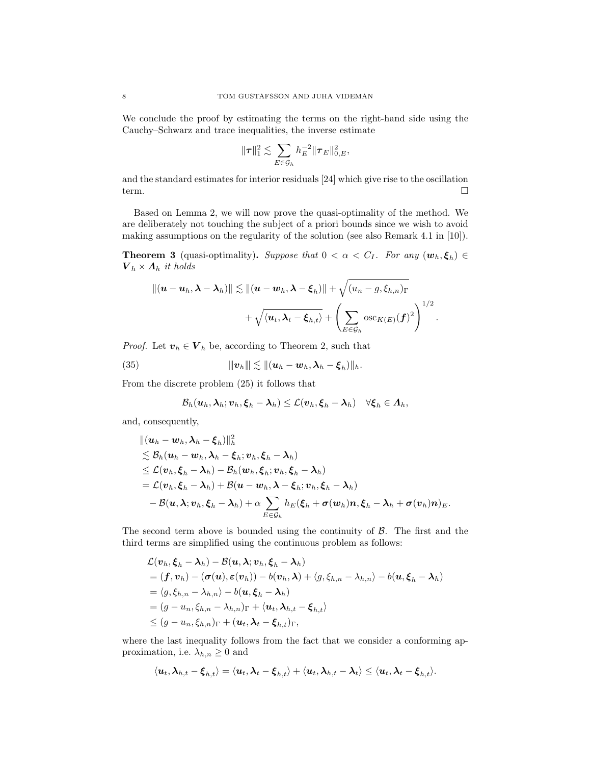We conclude the proof by estimating the terms on the right-hand side using the Cauchy–Schwarz and trace inequalities, the inverse estimate

$$\|\boldsymbol{\tau}\|_1^2 \lesssim \sum_{E \in \mathcal{G}_h} h_E^{-2} \|\boldsymbol{\tau}_E\|_{0,E}^2,$$

and the standard estimates for interior residuals [24] which give rise to the oscillation term. $\square$

Based on Lemma 2, we will now prove the quasi-optimality of the method. We are deliberately not touching the subject of a priori bounds since we wish to avoid making assumptions on the regularity of the solution (see also Remark 4.1 in [10]).

**Theorem 3** (quasi-optimality)**.** *Suppose that $0 < \alpha < C_I$. For any $(\boldsymbol{w}_h, \boldsymbol{\xi}_h) \in \boldsymbol{V}_h \times \boldsymbol{\Lambda}_h$ it holds*

$$\|(\boldsymbol{u} - \boldsymbol{u}_h, \boldsymbol{\lambda} - \boldsymbol{\lambda}_h)\| \lesssim \|(\boldsymbol{u} - \boldsymbol{w}_h, \boldsymbol{\lambda} - \boldsymbol{\xi}_h)\| + \sqrt{(u_n - g, \xi_{h,n})_\Gamma} + \sqrt{\langle \boldsymbol{u}_t, \boldsymbol{\lambda}_t - \boldsymbol{\xi}_{h,t} \rangle} + \left( \sum_{E \in \mathcal{G}_h} \mathrm{osc}_{K(E)}(\boldsymbol{f})^2 \right)^{1/2}.$$

*Proof.* Let $\boldsymbol{v}_h \in \boldsymbol{V}_h$ be, according to Theorem 2, such that

$$\|\!|\boldsymbol{v}_h|\!\| \lesssim \|(\boldsymbol{u}_h - \boldsymbol{w}_h, \boldsymbol{\lambda}_h - \boldsymbol{\xi}_h)\|_h. \tag{35}$$

From the discrete problem (25) it follows that

$$\mathcal{B}_h(\boldsymbol{u}_h, \boldsymbol{\lambda}_h; \boldsymbol{v}_h, \boldsymbol{\xi}_h - \boldsymbol{\lambda}_h) \leq \mathcal{L}(\boldsymbol{v}_h, \boldsymbol{\xi}_h - \boldsymbol{\lambda}_h) \quad \forall \boldsymbol{\xi}_h \in \boldsymbol{\Lambda}_h,$$

and, consequently,

$$\begin{aligned}
&\|(\boldsymbol{u}_h - \boldsymbol{w}_h, \boldsymbol{\lambda}_h - \boldsymbol{\xi}_h)\|_h^2 \\
&\lesssim \mathcal{B}_h(\boldsymbol{u}_h - \boldsymbol{w}_h, \boldsymbol{\lambda}_h - \boldsymbol{\xi}_h; \boldsymbol{v}_h, \boldsymbol{\xi}_h - \boldsymbol{\lambda}_h) \\
&\leq \mathcal{L}(\boldsymbol{v}_h, \boldsymbol{\xi}_h - \boldsymbol{\lambda}_h) - \mathcal{B}_h(\boldsymbol{w}_h, \boldsymbol{\xi}_h; \boldsymbol{v}_h, \boldsymbol{\xi}_h - \boldsymbol{\lambda}_h) \\
&= \mathcal{L}(\boldsymbol{v}_h, \boldsymbol{\xi}_h - \boldsymbol{\lambda}_h) + \mathcal{B}(\boldsymbol{u} - \boldsymbol{w}_h, \boldsymbol{\lambda} - \boldsymbol{\xi}_h; \boldsymbol{v}_h, \boldsymbol{\xi}_h - \boldsymbol{\lambda}_h) \\
&\quad - \mathcal{B}(\boldsymbol{u}, \boldsymbol{\lambda}; \boldsymbol{v}_h, \boldsymbol{\xi}_h - \boldsymbol{\lambda}_h) + \alpha \sum_{E \in \mathcal{G}_h} h_E(\boldsymbol{\xi}_h + \boldsymbol{\sigma}(\boldsymbol{w}_h)\boldsymbol{n}, \boldsymbol{\xi}_h - \boldsymbol{\lambda}_h + \boldsymbol{\sigma}(\boldsymbol{v}_h)\boldsymbol{n})_E.
\end{aligned}$$

The second term above is bounded using the continuity of $\mathcal{B}$. The first and the third terms are simplified using the continuous problem as follows:

$$\begin{aligned}
&\mathcal{L}(\boldsymbol{v}_h, \boldsymbol{\xi}_h - \boldsymbol{\lambda}_h) - \mathcal{B}(\boldsymbol{u}, \boldsymbol{\lambda}; \boldsymbol{v}_h, \boldsymbol{\xi}_h - \boldsymbol{\lambda}_h) \\
&= (\boldsymbol{f}, \boldsymbol{v}_h) - (\boldsymbol{\sigma}(\boldsymbol{u}), \boldsymbol{\varepsilon}(\boldsymbol{v}_h)) - b(\boldsymbol{v}_h, \boldsymbol{\lambda}) + \langle g, \xi_{h,n} - \lambda_{h,n} \rangle - b(\boldsymbol{u}, \boldsymbol{\xi}_h - \boldsymbol{\lambda}_h) \\
&= \langle g, \xi_{h,n} - \lambda_{h,n} \rangle - b(\boldsymbol{u}, \boldsymbol{\xi}_h - \boldsymbol{\lambda}_h) \\
&= (g - u_n, \xi_{h,n} - \lambda_{h,n})_\Gamma + \langle \boldsymbol{u}_t, \boldsymbol{\lambda}_{h,t} - \boldsymbol{\xi}_{h,t} \rangle \\
&\leq (g - u_n, \xi_{h,n})_\Gamma + (\boldsymbol{u}_t, \boldsymbol{\lambda}_t - \boldsymbol{\xi}_{h,t})_\Gamma,
\end{aligned}$$

where the last inequality follows from the fact that we consider a conforming approximation, i.e. $\lambda_{h,n} \geq 0$ and

$$\langle \boldsymbol{u}_t, \boldsymbol{\lambda}_{h,t} - \boldsymbol{\xi}_{h,t} \rangle = \langle \boldsymbol{u}_t, \boldsymbol{\lambda}_t - \boldsymbol{\xi}_{h,t} \rangle + \langle \boldsymbol{u}_t, \boldsymbol{\lambda}_{h,t} - \boldsymbol{\lambda}_t \rangle \leq \langle \boldsymbol{u}_t, \boldsymbol{\lambda}_t - \boldsymbol{\xi}_{h,t} \rangle.$$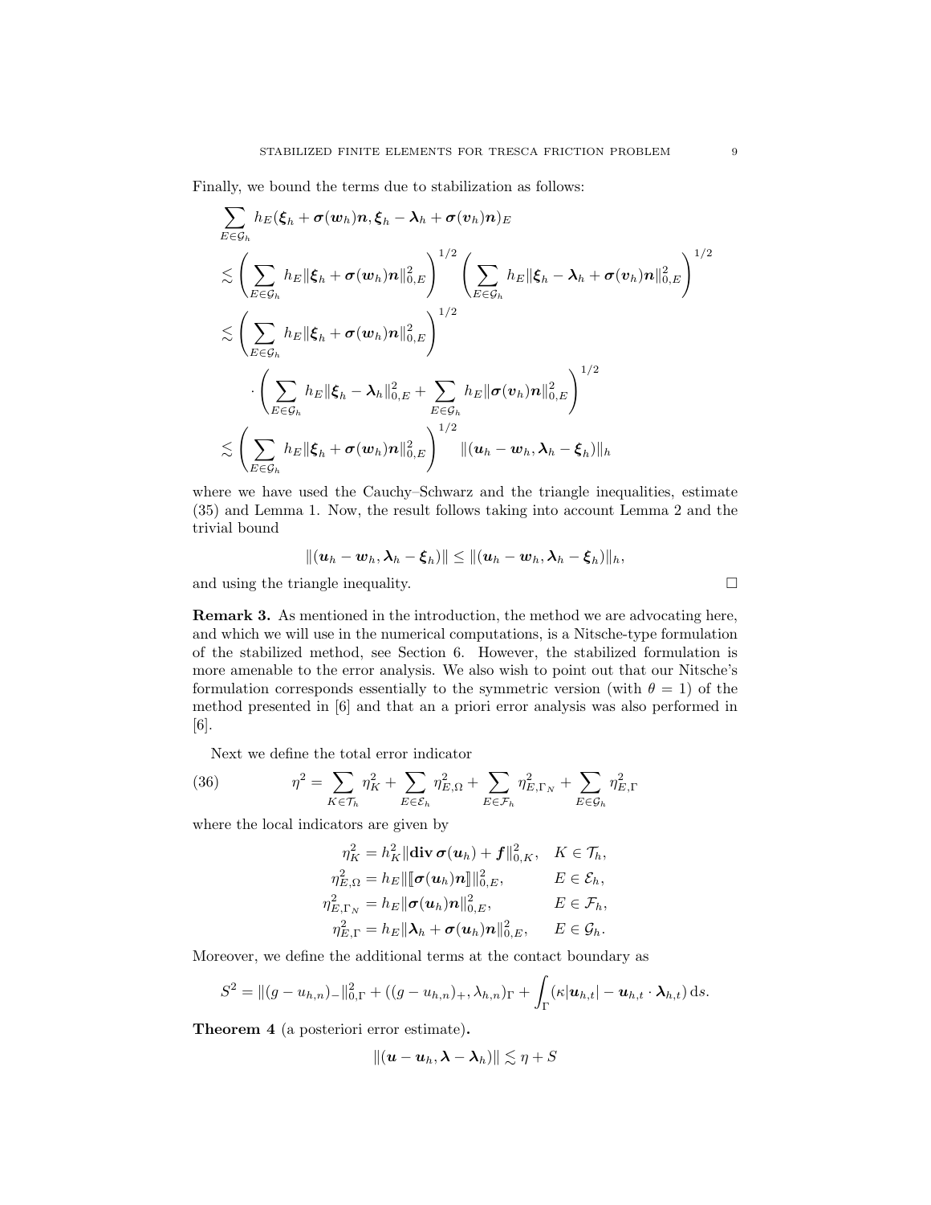Finally, we bound the terms due to stabilization as follows:

$$
\begin{aligned}
&\sum_{E\in\mathcal{G}_h} h_E(\boldsymbol{\xi}_h+\boldsymbol{\sigma}(\boldsymbol{w}_h)\boldsymbol{n},\boldsymbol{\xi}_h-\boldsymbol{\lambda}_h+\boldsymbol{\sigma}(\boldsymbol{v}_h)\boldsymbol{n})_E\\
&\lesssim \left(\sum_{E\in\mathcal{G}_h} h_E\|\boldsymbol{\xi}_h+\boldsymbol{\sigma}(\boldsymbol{w}_h)\boldsymbol{n}\|_{0,E}^2\right)^{1/2}\left(\sum_{E\in\mathcal{G}_h} h_E\|\boldsymbol{\xi}_h-\boldsymbol{\lambda}_h+\boldsymbol{\sigma}(\boldsymbol{v}_h)\boldsymbol{n}\|_{0,E}^2\right)^{1/2}\\
&\lesssim \left(\sum_{E\in\mathcal{G}_h} h_E\|\boldsymbol{\xi}_h+\boldsymbol{\sigma}(\boldsymbol{w}_h)\boldsymbol{n}\|_{0,E}^2\right)^{1/2}\\
&\qquad\cdot\left(\sum_{E\in\mathcal{G}_h} h_E\|\boldsymbol{\xi}_h-\boldsymbol{\lambda}_h\|_{0,E}^2+\sum_{E\in\mathcal{G}_h} h_E\|\boldsymbol{\sigma}(\boldsymbol{v}_h)\boldsymbol{n}\|_{0,E}^2\right)^{1/2}\\
&\lesssim \left(\sum_{E\in\mathcal{G}_h} h_E\|\boldsymbol{\xi}_h+\boldsymbol{\sigma}(\boldsymbol{w}_h)\boldsymbol{n}\|_{0,E}^2\right)^{1/2}\|(\boldsymbol{u}_h-\boldsymbol{w}_h,\boldsymbol{\lambda}_h-\boldsymbol{\xi}_h)\|_h
\end{aligned}
$$

where we have used the Cauchy–Schwarz and the triangle inequalities, estimate (35) and Lemma 1. Now, the result follows taking into account Lemma 2 and the trivial bound

$$
\|(\boldsymbol{u}_h-\boldsymbol{w}_h,\boldsymbol{\lambda}_h-\boldsymbol{\xi}_h)\|\le\|(\boldsymbol{u}_h-\boldsymbol{w}_h,\boldsymbol{\lambda}_h-\boldsymbol{\xi}_h)\|_h,
$$

and using the triangle inequality. □

**Remark 3.** As mentioned in the introduction, the method we are advocating here, and which we will use in the numerical computations, is a Nitsche-type formulation of the stabilized method, see Section 6. However, the stabilized formulation is more amenable to the error analysis. We also wish to point out that our Nitsche's formulation corresponds essentially to the symmetric version (with $\theta = 1$) of the method presented in [6] and that an a priori error analysis was also performed in [6].

Next we define the total error indicator

$$
\eta^2=\sum_{K\in\mathcal{T}_h}\eta_K^2+\sum_{E\in\mathcal{E}_h}\eta_{E,\Omega}^2+\sum_{E\in\mathcal{F}_h}\eta_{E,\Gamma_N}^2+\sum_{E\in\mathcal{G}_h}\eta_{E,\Gamma}^2 \tag{36}
$$

where the local indicators are given by

$$
\begin{aligned}
\eta_K^2&=h_K^2\|\mathbf{div}\,\boldsymbol{\sigma}(\boldsymbol{u}_h)+\boldsymbol{f}\|_{0,K}^2, && K\in\mathcal{T}_h,\\
\eta_{E,\Omega}^2&=h_E\|[\![\boldsymbol{\sigma}(\boldsymbol{u}_h)\boldsymbol{n}]\!]\|_{0,E}^2, && E\in\mathcal{E}_h,\\
\eta_{E,\Gamma_N}^2&=h_E\|\boldsymbol{\sigma}(\boldsymbol{u}_h)\boldsymbol{n}\|_{0,E}^2, && E\in\mathcal{F}_h,\\
\eta_{E,\Gamma}^2&=h_E\|\boldsymbol{\lambda}_h+\boldsymbol{\sigma}(\boldsymbol{u}_h)\boldsymbol{n}\|_{0,E}^2, && E\in\mathcal{G}_h.
\end{aligned}
$$

Moreover, we define the additional terms at the contact boundary as

$$
S^2=\|(g-u_{h,n})_-\|_{0,\Gamma}^2+((g-u_{h,n})_+,\lambda_{h,n})_\Gamma+\int_\Gamma(\kappa|\boldsymbol{u}_{h,t}|-\boldsymbol{u}_{h,t}\cdot\boldsymbol{\lambda}_{h,t})\,\mathrm{d}s.
$$

**Theorem 4** (a posteriori error estimate)**.**

$$
\|(\boldsymbol{u}-\boldsymbol{u}_h,\boldsymbol{\lambda}-\boldsymbol{\lambda}_h)\|\lesssim\eta+S
$$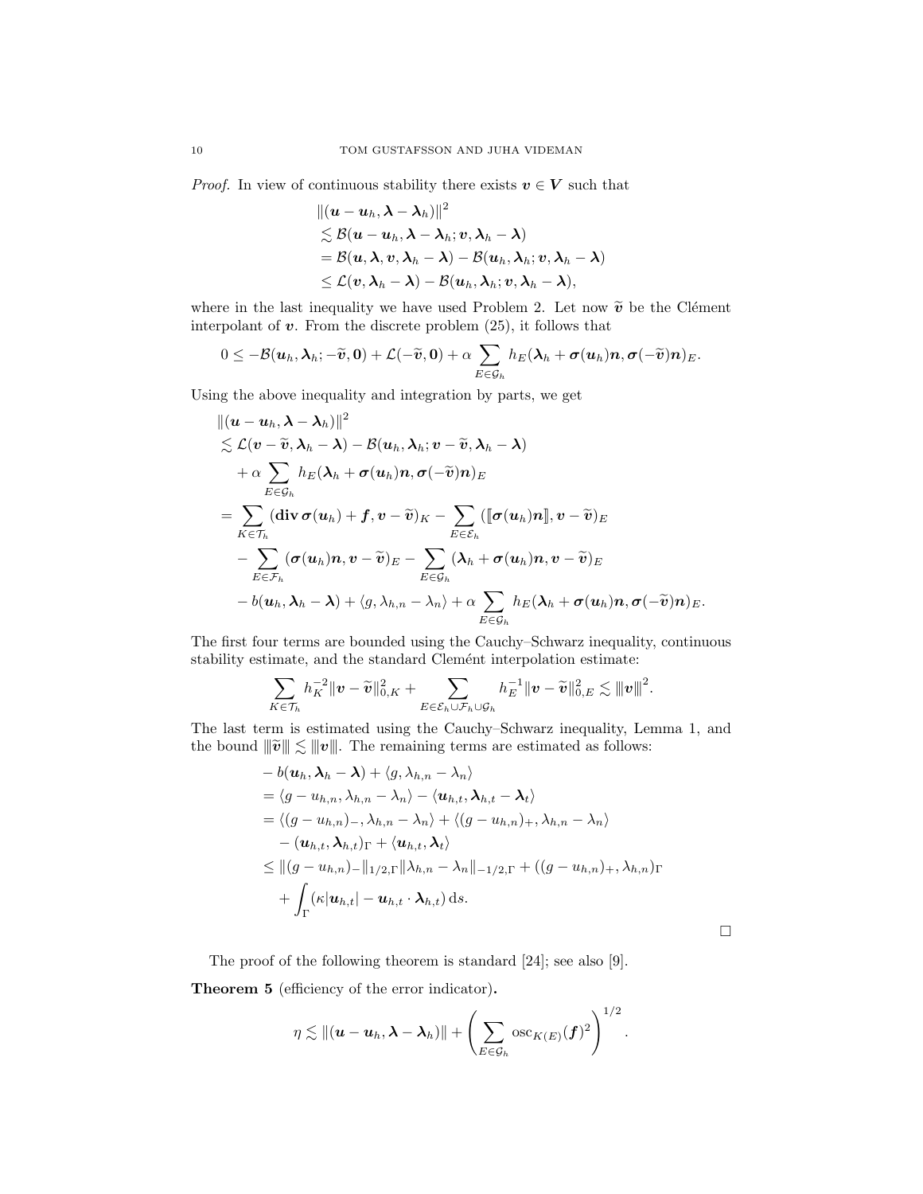*Proof.* In view of continuous stability there exists $\boldsymbol{v} \in \boldsymbol{V}$ such that

$$
\begin{aligned}
&|||(\boldsymbol{u}-\boldsymbol{u}_h, \boldsymbol{\lambda}-\boldsymbol{\lambda}_h)|||^2 \\
&\lesssim \mathcal{B}(\boldsymbol{u}-\boldsymbol{u}_h, \boldsymbol{\lambda}-\boldsymbol{\lambda}_h; \boldsymbol{v}, \boldsymbol{\lambda}_h-\boldsymbol{\lambda}) \\
&= \mathcal{B}(\boldsymbol{u}, \boldsymbol{\lambda}, \boldsymbol{v}, \boldsymbol{\lambda}_h-\boldsymbol{\lambda}) - \mathcal{B}(\boldsymbol{u}_h, \boldsymbol{\lambda}_h; \boldsymbol{v}, \boldsymbol{\lambda}_h-\boldsymbol{\lambda}) \\
&\leq \mathcal{L}(\boldsymbol{v}, \boldsymbol{\lambda}_h-\boldsymbol{\lambda}) - \mathcal{B}(\boldsymbol{u}_h, \boldsymbol{\lambda}_h; \boldsymbol{v}, \boldsymbol{\lambda}_h-\boldsymbol{\lambda}),
\end{aligned}
$$

where in the last inequality we have used Problem 2. Let now $\widetilde{\boldsymbol{v}}$ be the Clément interpolant of $\boldsymbol{v}$. From the discrete problem (25), it follows that

$$
0 \leq -\mathcal{B}(\boldsymbol{u}_h, \boldsymbol{\lambda}_h; -\widetilde{\boldsymbol{v}}, \boldsymbol{0}) + \mathcal{L}(-\widetilde{\boldsymbol{v}}, \boldsymbol{0}) + \alpha \sum_{E \in \mathcal{G}_h} h_E(\boldsymbol{\lambda}_h + \boldsymbol{\sigma}(\boldsymbol{u}_h)\boldsymbol{n}, \boldsymbol{\sigma}(-\widetilde{\boldsymbol{v}})\boldsymbol{n})_E.
$$

Using the above inequality and integration by parts, we get

$$
\begin{aligned}
&|||(\boldsymbol{u}-\boldsymbol{u}_h, \boldsymbol{\lambda}-\boldsymbol{\lambda}_h)|||^2 \\
&\lesssim \mathcal{L}(\boldsymbol{v}-\widetilde{\boldsymbol{v}}, \boldsymbol{\lambda}_h-\boldsymbol{\lambda}) - \mathcal{B}(\boldsymbol{u}_h, \boldsymbol{\lambda}_h; \boldsymbol{v}-\widetilde{\boldsymbol{v}}, \boldsymbol{\lambda}_h-\boldsymbol{\lambda}) \\
&\quad + \alpha \sum_{E \in \mathcal{G}_h} h_E(\boldsymbol{\lambda}_h + \boldsymbol{\sigma}(\boldsymbol{u}_h)\boldsymbol{n}, \boldsymbol{\sigma}(-\widetilde{\boldsymbol{v}})\boldsymbol{n})_E \\
&= \sum_{K \in \mathcal{T}_h} (\operatorname{\mathbf{div}} \boldsymbol{\sigma}(\boldsymbol{u}_h) + \boldsymbol{f}, \boldsymbol{v}-\widetilde{\boldsymbol{v}})_K - \sum_{E \in \mathcal{E}_h} ([\![\boldsymbol{\sigma}(\boldsymbol{u}_h)\boldsymbol{n}]\!], \boldsymbol{v}-\widetilde{\boldsymbol{v}})_E \\
&\quad - \sum_{E \in \mathcal{F}_h} (\boldsymbol{\sigma}(\boldsymbol{u}_h)\boldsymbol{n}, \boldsymbol{v}-\widetilde{\boldsymbol{v}})_E - \sum_{E \in \mathcal{G}_h} (\boldsymbol{\lambda}_h + \boldsymbol{\sigma}(\boldsymbol{u}_h)\boldsymbol{n}, \boldsymbol{v}-\widetilde{\boldsymbol{v}})_E \\
&\quad - b(\boldsymbol{u}_h, \boldsymbol{\lambda}_h-\boldsymbol{\lambda}) + \langle g, \lambda_{h,n}-\lambda_n \rangle + \alpha \sum_{E \in \mathcal{G}_h} h_E(\boldsymbol{\lambda}_h + \boldsymbol{\sigma}(\boldsymbol{u}_h)\boldsymbol{n}, \boldsymbol{\sigma}(-\widetilde{\boldsymbol{v}})\boldsymbol{n})_E.
\end{aligned}
$$

The first four terms are bounded using the Cauchy–Schwarz inequality, continuous stability estimate, and the standard Clemént interpolation estimate:

$$
\sum_{K \in \mathcal{T}_h} h_K^{-2} \|\boldsymbol{v}-\widetilde{\boldsymbol{v}}\|_{0,K}^2 + \sum_{E \in \mathcal{E}_h \cup \mathcal{F}_h \cup \mathcal{G}_h} h_E^{-1} \|\boldsymbol{v}-\widetilde{\boldsymbol{v}}\|_{0,E}^2 \lesssim |||\boldsymbol{v}|||^2.
$$

The last term is estimated using the Cauchy–Schwarz inequality, Lemma 1, and the bound $|||\widetilde{\boldsymbol{v}}||| \lesssim |||\boldsymbol{v}|||$. The remaining terms are estimated as follows:

$$
\begin{aligned}
&- b(\boldsymbol{u}_h, \boldsymbol{\lambda}_h-\boldsymbol{\lambda}) + \langle g, \lambda_{h,n}-\lambda_n \rangle \\
&= \langle g - u_{h,n}, \lambda_{h,n}-\lambda_n \rangle - \langle \boldsymbol{u}_{h,t}, \boldsymbol{\lambda}_{h,t}-\boldsymbol{\lambda}_t \rangle \\
&= \langle (g-u_{h,n})_-, \lambda_{h,n}-\lambda_n \rangle + \langle (g-u_{h,n})_+, \lambda_{h,n}-\lambda_n \rangle \\
&\quad - (\boldsymbol{u}_{h,t}, \boldsymbol{\lambda}_{h,t})_\Gamma + \langle \boldsymbol{u}_{h,t}, \boldsymbol{\lambda}_t \rangle \\
&\leq \|(g-u_{h,n})_-\|_{1/2,\Gamma} \|\lambda_{h,n}-\lambda_n\|_{-1/2,\Gamma} + ((g-u_{h,n})_+, \lambda_{h,n})_\Gamma \\
&\quad + \int_\Gamma (\kappa|\boldsymbol{u}_{h,t}| - \boldsymbol{u}_{h,t} \cdot \boldsymbol{\lambda}_{h,t}) \, \mathrm{d}s.
\end{aligned}
$$

□

The proof of the following theorem is standard [24]; see also [9].

**Theorem 5** (efficiency of the error indicator)**.**

$$
\eta \lesssim |||(\boldsymbol{u}-\boldsymbol{u}_h, \boldsymbol{\lambda}-\boldsymbol{\lambda}_h)||| + \left( \sum_{E \in \mathcal{G}_h} \operatorname{osc}_{K(E)}(\boldsymbol{f})^2 \right)^{1/2}.
$$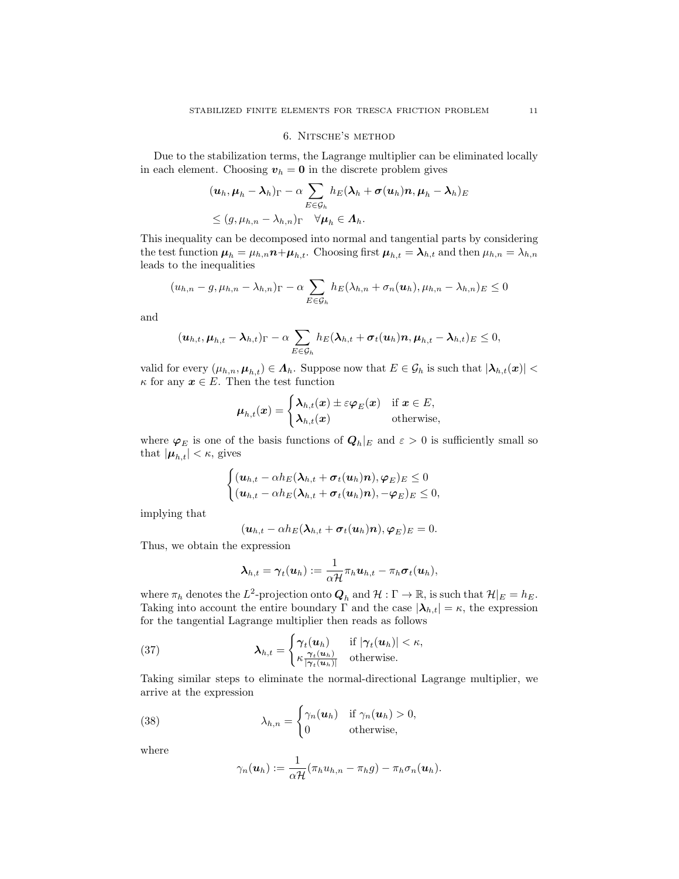## 6. Nitsche's method

Due to the stabilization terms, the Lagrange multiplier can be eliminated locally in each element. Choosing $\boldsymbol{v}_h = \boldsymbol{0}$ in the discrete problem gives

$$
\begin{aligned}
&(\boldsymbol{u}_h, \boldsymbol{\mu}_h - \boldsymbol{\lambda}_h)_\Gamma - \alpha \sum_{E \in \mathcal{G}_h} h_E(\boldsymbol{\lambda}_h + \boldsymbol{\sigma}(\boldsymbol{u}_h)\boldsymbol{n}, \boldsymbol{\mu}_h - \boldsymbol{\lambda}_h)_E \\
&\leq (g, \mu_{h,n} - \lambda_{h,n})_\Gamma \quad \forall \boldsymbol{\mu}_h \in \boldsymbol{\Lambda}_h.
\end{aligned}
$$

This inequality can be decomposed into normal and tangential parts by considering the test function $\boldsymbol{\mu}_h = \mu_{h,n}\boldsymbol{n} + \boldsymbol{\mu}_{h,t}$. Choosing first $\boldsymbol{\mu}_{h,t} = \boldsymbol{\lambda}_{h,t}$ and then $\mu_{h,n} = \lambda_{h,n}$ leads to the inequalities

$$
(u_{h,n} - g, \mu_{h,n} - \lambda_{h,n})_\Gamma - \alpha \sum_{E \in \mathcal{G}_h} h_E(\lambda_{h,n} + \sigma_n(\boldsymbol{u}_h), \mu_{h,n} - \lambda_{h,n})_E \leq 0
$$

and

$$
(\boldsymbol{u}_{h,t}, \boldsymbol{\mu}_{h,t} - \boldsymbol{\lambda}_{h,t})_\Gamma - \alpha \sum_{E \in \mathcal{G}_h} h_E(\boldsymbol{\lambda}_{h,t} + \boldsymbol{\sigma}_t(\boldsymbol{u}_h)\boldsymbol{n}, \boldsymbol{\mu}_{h,t} - \boldsymbol{\lambda}_{h,t})_E \leq 0,
$$

valid for every $(\mu_{h,n}, \boldsymbol{\mu}_{h,t}) \in \boldsymbol{\Lambda}_h$. Suppose now that $E \in \mathcal{G}_h$ is such that $|\boldsymbol{\lambda}_{h,t}(\boldsymbol{x})| < \kappa$ for any $\boldsymbol{x} \in E$. Then the test function

$$
\boldsymbol{\mu}_{h,t}(\boldsymbol{x}) = \begin{cases} \boldsymbol{\lambda}_{h,t}(\boldsymbol{x}) \pm \varepsilon \boldsymbol{\varphi}_E(\boldsymbol{x}) & \text{if } \boldsymbol{x} \in E, \\ \boldsymbol{\lambda}_{h,t}(\boldsymbol{x}) & \text{otherwise,} \end{cases}
$$

where $\boldsymbol{\varphi}_E$ is one of the basis functions of $\boldsymbol{Q}_h|_E$ and $\varepsilon > 0$ is sufficiently small so that $|\boldsymbol{\mu}_{h,t}| < \kappa$, gives

$$
\begin{cases} (\boldsymbol{u}_{h,t} - \alpha h_E(\boldsymbol{\lambda}_{h,t} + \boldsymbol{\sigma}_t(\boldsymbol{u}_h)\boldsymbol{n}), \boldsymbol{\varphi}_E)_E \leq 0 \\ (\boldsymbol{u}_{h,t} - \alpha h_E(\boldsymbol{\lambda}_{h,t} + \boldsymbol{\sigma}_t(\boldsymbol{u}_h)\boldsymbol{n}), -\boldsymbol{\varphi}_E)_E \leq 0, \end{cases}
$$

implying that

$$
(\boldsymbol{u}_{h,t} - \alpha h_E(\boldsymbol{\lambda}_{h,t} + \boldsymbol{\sigma}_t(\boldsymbol{u}_h)\boldsymbol{n}), \boldsymbol{\varphi}_E)_E = 0.
$$

Thus, we obtain the expression

$$
\boldsymbol{\lambda}_{h,t} = \boldsymbol{\gamma}_t(\boldsymbol{u}_h) := \frac{1}{\alpha \mathcal{H}} \pi_h \boldsymbol{u}_{h,t} - \pi_h \boldsymbol{\sigma}_t(\boldsymbol{u}_h),
$$

where $\pi_h$ denotes the $L^2$-projection onto $\boldsymbol{Q}_h$ and $\mathcal{H} : \Gamma \to \mathbb{R}$, is such that $\mathcal{H}|_E = h_E$. Taking into account the entire boundary $\Gamma$ and the case $|\boldsymbol{\lambda}_{h,t}| = \kappa$, the expression for the tangential Lagrange multiplier then reads as follows

$$
\boldsymbol{\lambda}_{h,t} = \begin{cases} \boldsymbol{\gamma}_t(\boldsymbol{u}_h) & \text{if } |\boldsymbol{\gamma}_t(\boldsymbol{u}_h)| < \kappa, \\ \kappa \frac{\boldsymbol{\gamma}_t(\boldsymbol{u}_h)}{|\boldsymbol{\gamma}_t(\boldsymbol{u}_h)|} & \text{otherwise.} \end{cases} \tag{37}
$$

Taking similar steps to eliminate the normal-directional Lagrange multiplier, we arrive at the expression

$$
\lambda_{h,n} = \begin{cases} \gamma_n(\boldsymbol{u}_h) & \text{if } \gamma_n(\boldsymbol{u}_h) > 0, \\ 0 & \text{otherwise,} \end{cases} \tag{38}
$$

where

$$
\gamma_n(\boldsymbol{u}_h) := \frac{1}{\alpha \mathcal{H}}(\pi_h u_{h,n} - \pi_h g) - \pi_h \sigma_n(\boldsymbol{u}_h).
$$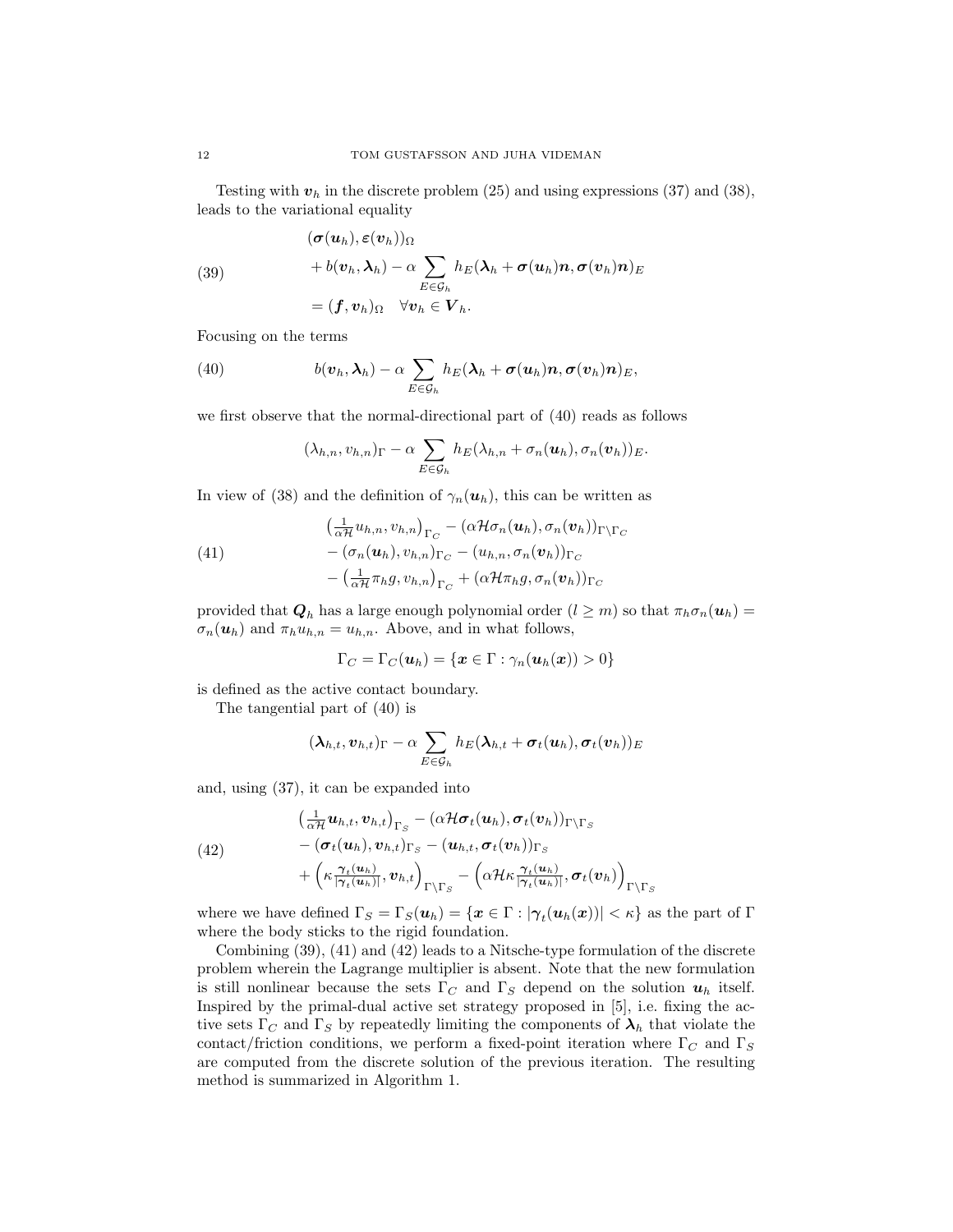Testing with $\boldsymbol{v}_h$ in the discrete problem (25) and using expressions (37) and (38), leads to the variational equality

$$
\begin{aligned}
&(\boldsymbol{\sigma}(\boldsymbol{u}_h), \boldsymbol{\varepsilon}(\boldsymbol{v}_h))_\Omega \\
&\quad + b(\boldsymbol{v}_h, \boldsymbol{\lambda}_h) - \alpha \sum_{E \in \mathcal{G}_h} h_E(\boldsymbol{\lambda}_h + \boldsymbol{\sigma}(\boldsymbol{u}_h)\boldsymbol{n}, \boldsymbol{\sigma}(\boldsymbol{v}_h)\boldsymbol{n})_E \\
&\quad = (\boldsymbol{f}, \boldsymbol{v}_h)_\Omega \quad \forall \boldsymbol{v}_h \in \boldsymbol{V}_h.
\end{aligned} \tag{39}
$$

Focusing on the terms

$$
b(\boldsymbol{v}_h, \boldsymbol{\lambda}_h) - \alpha \sum_{E \in \mathcal{G}_h} h_E(\boldsymbol{\lambda}_h + \boldsymbol{\sigma}(\boldsymbol{u}_h)\boldsymbol{n}, \boldsymbol{\sigma}(\boldsymbol{v}_h)\boldsymbol{n})_E, \tag{40}
$$

we first observe that the normal-directional part of (40) reads as follows

$$
(\lambda_{h,n}, v_{h,n})_\Gamma - \alpha \sum_{E \in \mathcal{G}_h} h_E(\lambda_{h,n} + \sigma_n(\boldsymbol{u}_h), \sigma_n(\boldsymbol{v}_h))_E.
$$

In view of (38) and the definition of $\gamma_n(\boldsymbol{u}_h)$, this can be written as

$$
\begin{aligned}
&\left(\tfrac{1}{\alpha \mathcal{H}} u_{h,n}, v_{h,n}\right)_{\Gamma_C} - (\alpha \mathcal{H} \sigma_n(\boldsymbol{u}_h), \sigma_n(\boldsymbol{v}_h))_{\Gamma \setminus \Gamma_C} \\
&- (\sigma_n(\boldsymbol{u}_h), v_{h,n})_{\Gamma_C} - (u_{h,n}, \sigma_n(\boldsymbol{v}_h))_{\Gamma_C} \\
&- \left(\tfrac{1}{\alpha \mathcal{H}} \pi_h g, v_{h,n}\right)_{\Gamma_C} + (\alpha \mathcal{H} \pi_h g, \sigma_n(\boldsymbol{v}_h))_{\Gamma_C}
\end{aligned} \tag{41}
$$

provided that $\boldsymbol{Q}_h$ has a large enough polynomial order ($l \geq m$) so that $\pi_h \sigma_n(\boldsymbol{u}_h) = \sigma_n(\boldsymbol{u}_h)$ and $\pi_h u_{h,n} = u_{h,n}$. Above, and in what follows,

$$
\Gamma_C = \Gamma_C(\boldsymbol{u}_h) = \{\boldsymbol{x} \in \Gamma : \gamma_n(\boldsymbol{u}_h(\boldsymbol{x})) > 0\}
$$

is defined as the active contact boundary.

The tangential part of (40) is

$$
(\boldsymbol{\lambda}_{h,t}, \boldsymbol{v}_{h,t})_\Gamma - \alpha \sum_{E \in \mathcal{G}_h} h_E(\boldsymbol{\lambda}_{h,t} + \boldsymbol{\sigma}_t(\boldsymbol{u}_h), \boldsymbol{\sigma}_t(\boldsymbol{v}_h))_E
$$

and, using (37), it can be expanded into

$$
\begin{aligned}
&\left(\tfrac{1}{\alpha \mathcal{H}} \boldsymbol{u}_{h,t}, \boldsymbol{v}_{h,t}\right)_{\Gamma_S} - (\alpha \mathcal{H} \boldsymbol{\sigma}_t(\boldsymbol{u}_h), \boldsymbol{\sigma}_t(\boldsymbol{v}_h))_{\Gamma \setminus \Gamma_S} \\
&- (\boldsymbol{\sigma}_t(\boldsymbol{u}_h), \boldsymbol{v}_{h,t})_{\Gamma_S} - (\boldsymbol{u}_{h,t}, \boldsymbol{\sigma}_t(\boldsymbol{v}_h))_{\Gamma_S} \\
&+ \left(\kappa \tfrac{\boldsymbol{\gamma}_t(\boldsymbol{u}_h)}{|\boldsymbol{\gamma}_t(\boldsymbol{u}_h)|}, \boldsymbol{v}_{h,t}\right)_{\Gamma \setminus \Gamma_S} - \left(\alpha \mathcal{H} \kappa \tfrac{\boldsymbol{\gamma}_t(\boldsymbol{u}_h)}{|\boldsymbol{\gamma}_t(\boldsymbol{u}_h)|}, \boldsymbol{\sigma}_t(\boldsymbol{v}_h)\right)_{\Gamma \setminus \Gamma_S}
\end{aligned} \tag{42}
$$

where we have defined $\Gamma_S = \Gamma_S(\boldsymbol{u}_h) = \{\boldsymbol{x} \in \Gamma : |\boldsymbol{\gamma}_t(\boldsymbol{u}_h(\boldsymbol{x}))| < \kappa\}$ as the part of $\Gamma$ where the body sticks to the rigid foundation.

Combining (39), (41) and (42) leads to a Nitsche-type formulation of the discrete problem wherein the Lagrange multiplier is absent. Note that the new formulation is still nonlinear because the sets $\Gamma_C$ and $\Gamma_S$ depend on the solution $\boldsymbol{u}_h$ itself. Inspired by the primal-dual active set strategy proposed in [5], i.e. fixing the active sets $\Gamma_C$ and $\Gamma_S$ by repeatedly limiting the components of $\boldsymbol{\lambda}_h$ that violate the contact/friction conditions, we perform a fixed-point iteration where $\Gamma_C$ and $\Gamma_S$ are computed from the discrete solution of the previous iteration. The resulting method is summarized in Algorithm 1.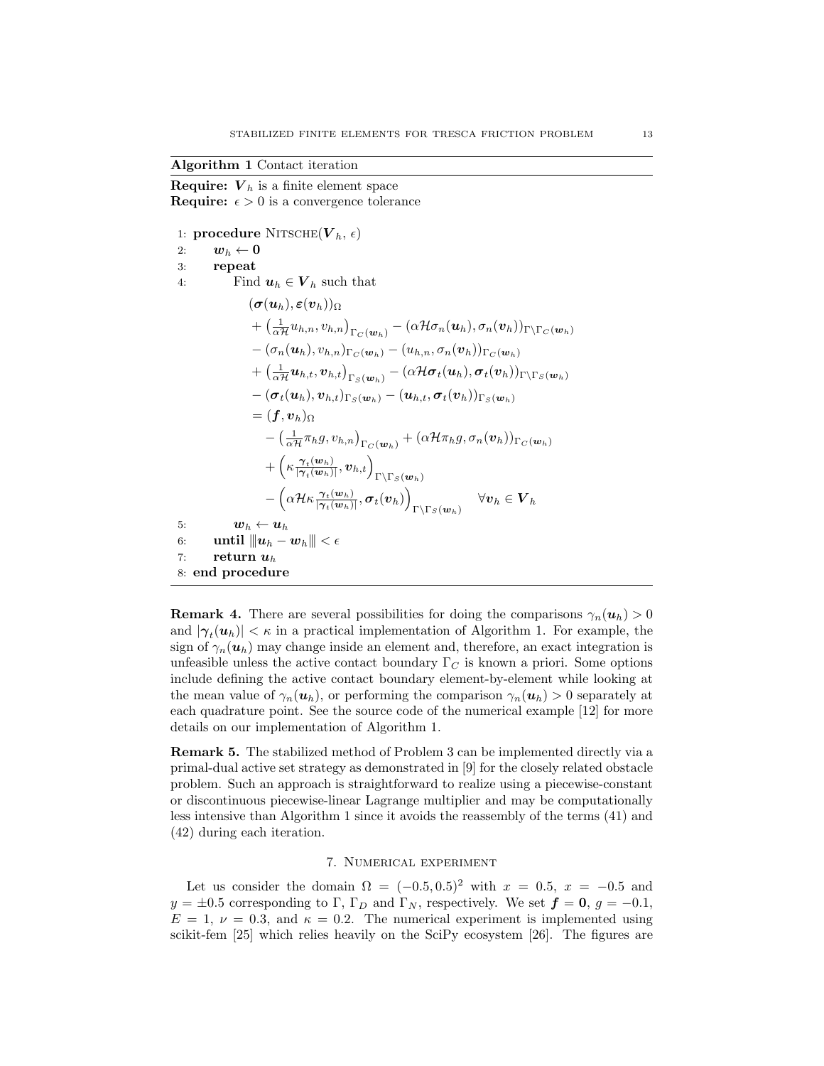**Algorithm 1** Contact iteration

**Require:** $\boldsymbol{V}_h$ is a finite element space

**Require:** $\epsilon > 0$ is a convergence tolerance

1: **procedure** NITSCHE($\boldsymbol{V}_h$, $\epsilon$)

2: $\quad\boldsymbol{w}_h \leftarrow \boldsymbol{0}$

3: $\quad$**repeat**

4: $\quad\quad$Find $\boldsymbol{u}_h \in \boldsymbol{V}_h$ such that

$$
\begin{aligned}
&(\boldsymbol{\sigma}(\boldsymbol{u}_h), \boldsymbol{\varepsilon}(\boldsymbol{v}_h))_\Omega \\
&+ \left(\tfrac{1}{\alpha \mathcal{H}} u_{h,n}, v_{h,n}\right)_{\Gamma_C(\boldsymbol{w}_h)} - (\alpha \mathcal{H} \sigma_n(\boldsymbol{u}_h), \sigma_n(\boldsymbol{v}_h))_{\Gamma \setminus \Gamma_C(\boldsymbol{w}_h)} \\
&- (\sigma_n(\boldsymbol{u}_h), v_{h,n})_{\Gamma_C(\boldsymbol{w}_h)} - (u_{h,n}, \sigma_n(\boldsymbol{v}_h))_{\Gamma_C(\boldsymbol{w}_h)} \\
&+ \left(\tfrac{1}{\alpha \mathcal{H}} \boldsymbol{u}_{h,t}, \boldsymbol{v}_{h,t}\right)_{\Gamma_S(\boldsymbol{w}_h)} - (\alpha \mathcal{H} \boldsymbol{\sigma}_t(\boldsymbol{u}_h), \boldsymbol{\sigma}_t(\boldsymbol{v}_h))_{\Gamma \setminus \Gamma_S(\boldsymbol{w}_h)} \\
&- (\boldsymbol{\sigma}_t(\boldsymbol{u}_h), \boldsymbol{v}_{h,t})_{\Gamma_S(\boldsymbol{w}_h)} - (\boldsymbol{u}_{h,t}, \boldsymbol{\sigma}_t(\boldsymbol{v}_h))_{\Gamma_S(\boldsymbol{w}_h)} \\
&= (\boldsymbol{f}, \boldsymbol{v}_h)_\Omega \\
&\quad - \left(\tfrac{1}{\alpha \mathcal{H}} \pi_h g, v_{h,n}\right)_{\Gamma_C(\boldsymbol{w}_h)} + (\alpha \mathcal{H} \pi_h g, \sigma_n(\boldsymbol{v}_h))_{\Gamma_C(\boldsymbol{w}_h)} \\
&\quad + \left(\kappa \tfrac{\boldsymbol{\gamma}_t(\boldsymbol{w}_h)}{|\boldsymbol{\gamma}_t(\boldsymbol{w}_h)|}, \boldsymbol{v}_{h,t}\right)_{\Gamma \setminus \Gamma_S(\boldsymbol{w}_h)} \\
&\quad - \left(\alpha \mathcal{H} \kappa \tfrac{\boldsymbol{\gamma}_t(\boldsymbol{w}_h)}{|\boldsymbol{\gamma}_t(\boldsymbol{w}_h)|}, \boldsymbol{\sigma}_t(\boldsymbol{v}_h)\right)_{\Gamma \setminus \Gamma_S(\boldsymbol{w}_h)} \qquad \forall \boldsymbol{v}_h \in \boldsymbol{V}_h
\end{aligned}
$$

5: $\quad\quad\boldsymbol{w}_h \leftarrow \boldsymbol{u}_h$

6: $\quad$**until** $|||\boldsymbol{u}_h - \boldsymbol{w}_h||| < \epsilon$

7: $\quad$**return** $\boldsymbol{u}_h$

8: **end procedure**

**Remark 4.** There are several possibilities for doing the comparisons $\gamma_n(\boldsymbol{u}_h) > 0$ and $|\boldsymbol{\gamma}_t(\boldsymbol{u}_h)| < \kappa$ in a practical implementation of Algorithm 1. For example, the sign of $\gamma_n(\boldsymbol{u}_h)$ may change inside an element and, therefore, an exact integration is unfeasible unless the active contact boundary $\Gamma_C$ is known a priori. Some options include defining the active contact boundary element-by-element while looking at the mean value of $\gamma_n(\boldsymbol{u}_h)$, or performing the comparison $\gamma_n(\boldsymbol{u}_h) > 0$ separately at each quadrature point. See the source code of the numerical example [12] for more details on our implementation of Algorithm 1.

**Remark 5.** The stabilized method of Problem 3 can be implemented directly via a primal-dual active set strategy as demonstrated in [9] for the closely related obstacle problem. Such an approach is straightforward to realize using a piecewise-constant or discontinuous piecewise-linear Lagrange multiplier and may be computationally less intensive than Algorithm 1 since it avoids the reassembly of the terms (41) and (42) during each iteration.

## 7. Numerical experiment

Let us consider the domain $\Omega = (-0.5, 0.5)^2$ with $x = 0.5$, $x = -0.5$ and $y = \pm 0.5$ corresponding to $\Gamma$, $\Gamma_D$ and $\Gamma_N$, respectively. We set $\boldsymbol{f} = \boldsymbol{0}$, $g = -0.1$, $E = 1$, $\nu = 0.3$, and $\kappa = 0.2$. The numerical experiment is implemented using scikit-fem [25] which relies heavily on the SciPy ecosystem [26]. The figures are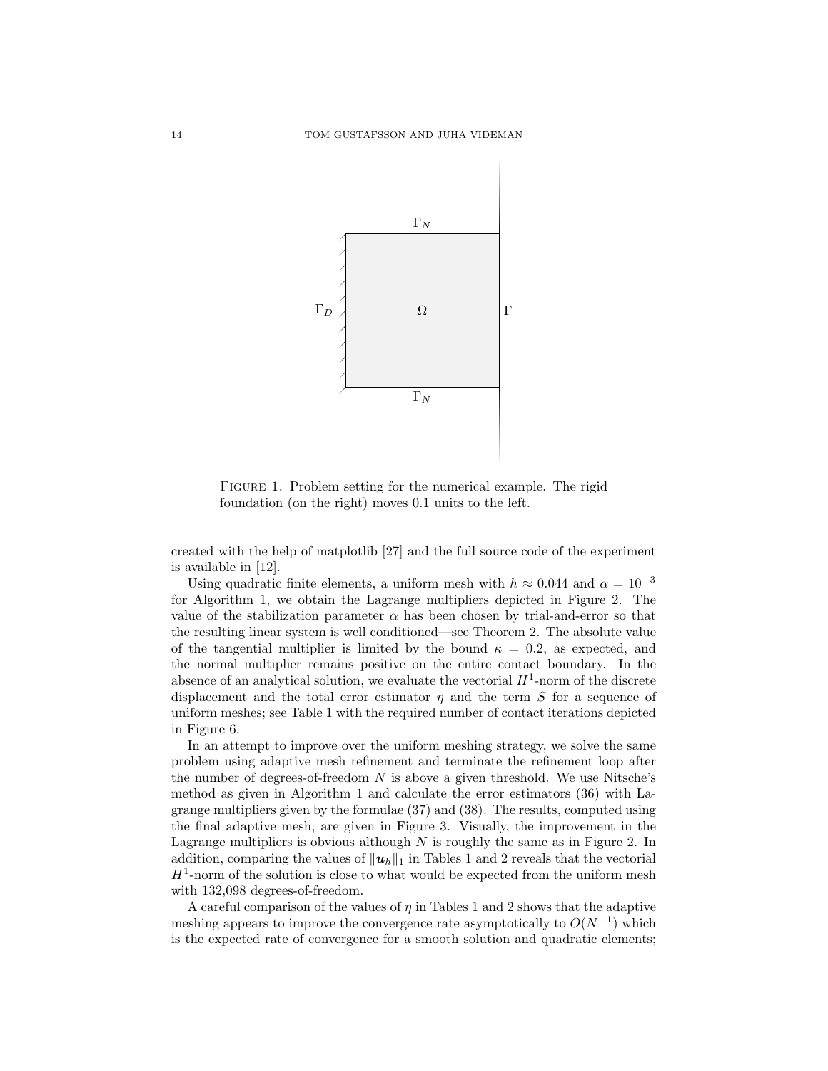FIGURE 1. Problem setting for the numerical example. The rigid foundation (on the right) moves 0.1 units to the left.

created with the help of matplotlib [27] and the full source code of the experiment is available in [12].

Using quadratic finite elements, a uniform mesh with $h \approx 0.044$ and $\alpha = 10^{-3}$ for Algorithm 1, we obtain the Lagrange multipliers depicted in Figure 2. The value of the stabilization parameter $\alpha$ has been chosen by trial-and-error so that the resulting linear system is well conditioned—see Theorem 2. The absolute value of the tangential multiplier is limited by the bound $\kappa = 0.2$, as expected, and the normal multiplier remains positive on the entire contact boundary. In the absence of an analytical solution, we evaluate the vectorial $H^1$-norm of the discrete displacement and the total error estimator $\eta$ and the term $S$ for a sequence of uniform meshes; see Table 1 with the required number of contact iterations depicted in Figure 6.

In an attempt to improve over the uniform meshing strategy, we solve the same problem using adaptive mesh refinement and terminate the refinement loop after the number of degrees-of-freedom $N$ is above a given threshold. We use Nitsche's method as given in Algorithm 1 and calculate the error estimators (36) with Lagrange multipliers given by the formulae (37) and (38). The results, computed using the final adaptive mesh, are given in Figure 3. Visually, the improvement in the Lagrange multipliers is obvious although $N$ is roughly the same as in Figure 2. In addition, comparing the values of $\|\boldsymbol{u}_h\|_1$ in Tables 1 and 2 reveals that the vectorial $H^1$-norm of the solution is close to what would be expected from the uniform mesh with 132,098 degrees-of-freedom.

A careful comparison of the values of $\eta$ in Tables 1 and 2 shows that the adaptive meshing appears to improve the convergence rate asymptotically to $O(N^{-1})$ which is the expected rate of convergence for a smooth solution and quadratic elements;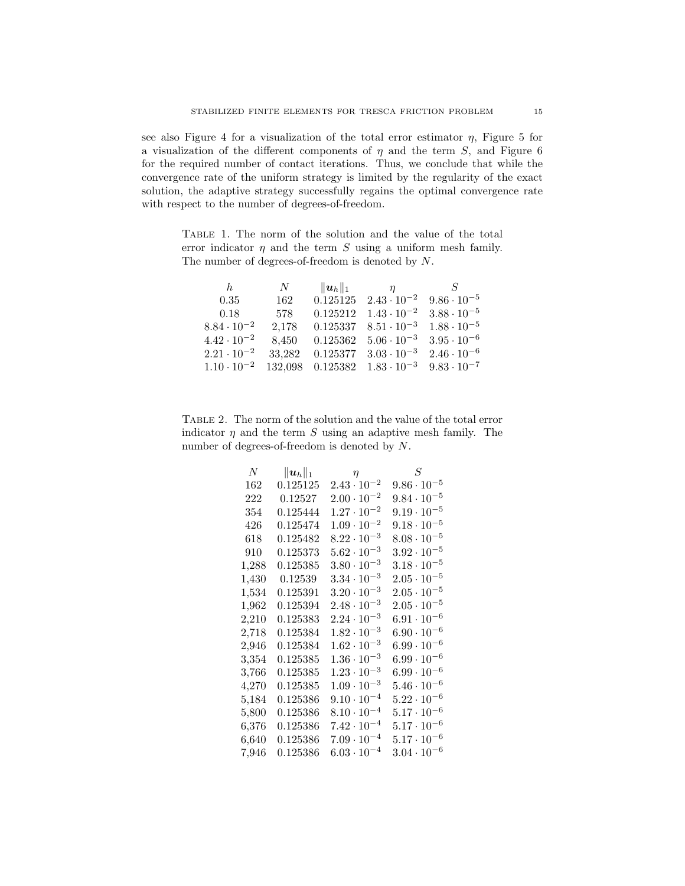see also Figure 4 for a visualization of the total error estimator $\eta$, Figure 5 for a visualization of the different components of $\eta$ and the term $S$, and Figure 6 for the required number of contact iterations. Thus, we conclude that while the convergence rate of the uniform strategy is limited by the regularity of the exact solution, the adaptive strategy successfully regains the optimal convergence rate with respect to the number of degrees-of-freedom.

Table 1. The norm of the solution and the value of the total error indicator $\eta$ and the term $S$ using a uniform mesh family. The number of degrees-of-freedom is denoted by $N$.

| $h$ | $N$ | $\|\boldsymbol{u}_h\|_1$ | $\eta$ | $S$ |
|---|---|---|---|---|
| 0.35 | 162 | 0.125125 | $2.43 \cdot 10^{-2}$ | $9.86 \cdot 10^{-5}$ |
| 0.18 | 578 | 0.125212 | $1.43 \cdot 10^{-2}$ | $3.88 \cdot 10^{-5}$ |
| $8.84 \cdot 10^{-2}$ | 2,178 | 0.125337 | $8.51 \cdot 10^{-3}$ | $1.88 \cdot 10^{-5}$ |
| $4.42 \cdot 10^{-2}$ | 8,450 | 0.125362 | $5.06 \cdot 10^{-3}$ | $3.95 \cdot 10^{-6}$ |
| $2.21 \cdot 10^{-2}$ | 33,282 | 0.125377 | $3.03 \cdot 10^{-3}$ | $2.46 \cdot 10^{-6}$ |
| $1.10 \cdot 10^{-2}$ | 132,098 | 0.125382 | $1.83 \cdot 10^{-3}$ | $9.83 \cdot 10^{-7}$ |

Table 2. The norm of the solution and the value of the total error indicator $\eta$ and the term $S$ using an adaptive mesh family. The number of degrees-of-freedom is denoted by $N$.

| $N$ | $\|\boldsymbol{u}_h\|_1$ | $\eta$ | $S$ |
|---|---|---|---|
| 162 | 0.125125 | $2.43 \cdot 10^{-2}$ | $9.86 \cdot 10^{-5}$ |
| 222 | 0.12527 | $2.00 \cdot 10^{-2}$ | $9.84 \cdot 10^{-5}$ |
| 354 | 0.125444 | $1.27 \cdot 10^{-2}$ | $9.19 \cdot 10^{-5}$ |
| 426 | 0.125474 | $1.09 \cdot 10^{-2}$ | $9.18 \cdot 10^{-5}$ |
| 618 | 0.125482 | $8.22 \cdot 10^{-3}$ | $8.08 \cdot 10^{-5}$ |
| 910 | 0.125373 | $5.62 \cdot 10^{-3}$ | $3.92 \cdot 10^{-5}$ |
| 1,288 | 0.125385 | $3.80 \cdot 10^{-3}$ | $3.18 \cdot 10^{-5}$ |
| 1,430 | 0.12539 | $3.34 \cdot 10^{-3}$ | $2.05 \cdot 10^{-5}$ |
| 1,534 | 0.125391 | $3.20 \cdot 10^{-3}$ | $2.05 \cdot 10^{-5}$ |
| 1,962 | 0.125394 | $2.48 \cdot 10^{-3}$ | $2.05 \cdot 10^{-5}$ |
| 2,210 | 0.125383 | $2.24 \cdot 10^{-3}$ | $6.91 \cdot 10^{-6}$ |
| 2,718 | 0.125384 | $1.82 \cdot 10^{-3}$ | $6.90 \cdot 10^{-6}$ |
| 2,946 | 0.125384 | $1.62 \cdot 10^{-3}$ | $6.99 \cdot 10^{-6}$ |
| 3,354 | 0.125385 | $1.36 \cdot 10^{-3}$ | $6.99 \cdot 10^{-6}$ |
| 3,766 | 0.125385 | $1.23 \cdot 10^{-3}$ | $6.99 \cdot 10^{-6}$ |
| 4,270 | 0.125385 | $1.09 \cdot 10^{-3}$ | $5.46 \cdot 10^{-6}$ |
| 5,184 | 0.125386 | $9.10 \cdot 10^{-4}$ | $5.22 \cdot 10^{-6}$ |
| 5,800 | 0.125386 | $8.10 \cdot 10^{-4}$ | $5.17 \cdot 10^{-6}$ |
| 6,376 | 0.125386 | $7.42 \cdot 10^{-4}$ | $5.17 \cdot 10^{-6}$ |
| 6,640 | 0.125386 | $7.09 \cdot 10^{-4}$ | $5.17 \cdot 10^{-6}$ |
| 7,946 | 0.125386 | $6.03 \cdot 10^{-4}$ | $3.04 \cdot 10^{-6}$ |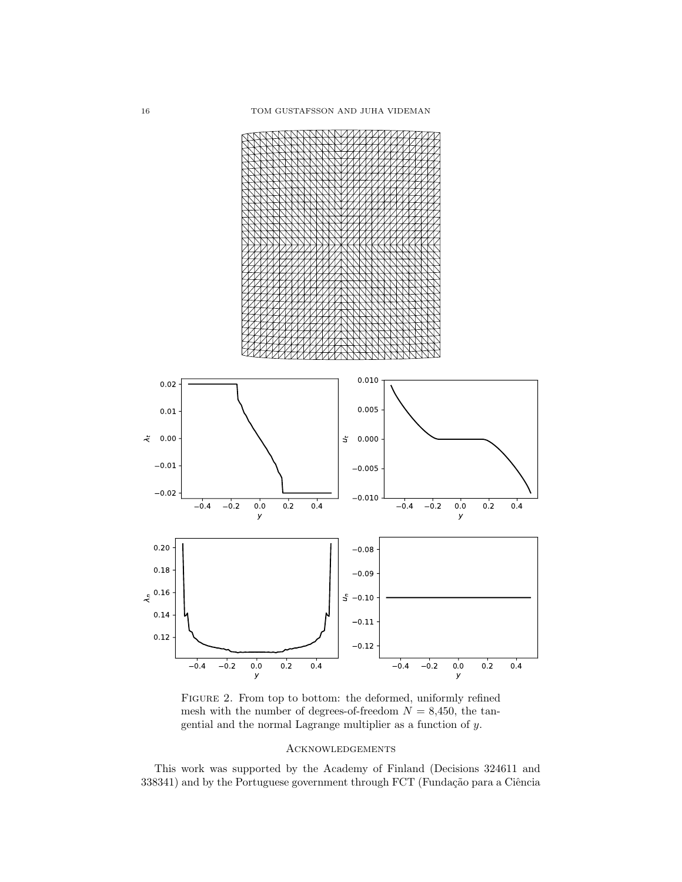Figure 2. From top to bottom: the deformed, uniformly refined mesh with the number of degrees-of-freedom $N = 8{,}450$, the tangential and the normal Lagrange multiplier as a function of $y$.

## Acknowledgements

This work was supported by the Academy of Finland (Decisions 324611 and 338341) and by the Portuguese government through FCT (Fundação para a Ciência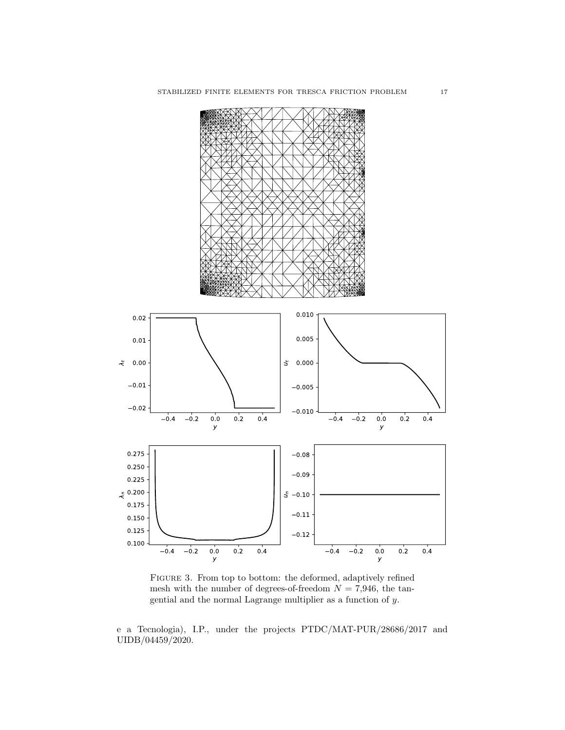Figure 3. From top to bottom: the deformed, adaptively refined mesh with the number of degrees-of-freedom $N = 7{,}946$, the tangential and the normal Lagrange multiplier as a function of $y$.

e a Tecnologia), I.P., under the projects PTDC/MAT-PUR/28686/2017 and UIDB/04459/2020.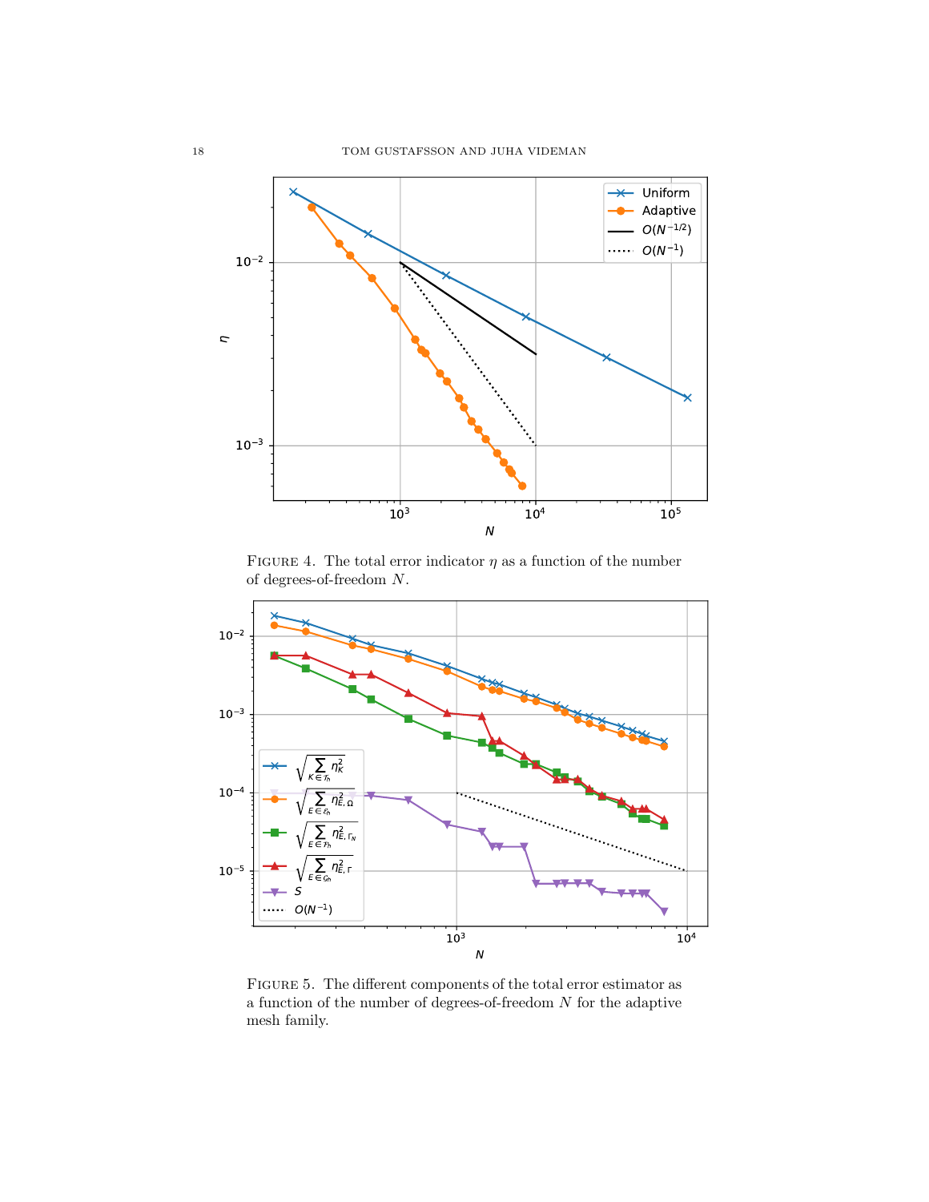FIGURE 4. The total error indicator $\eta$ as a function of the number of degrees-of-freedom $N$.

FIGURE 5. The different components of the total error estimator as a function of the number of degrees-of-freedom $N$ for the adaptive mesh family.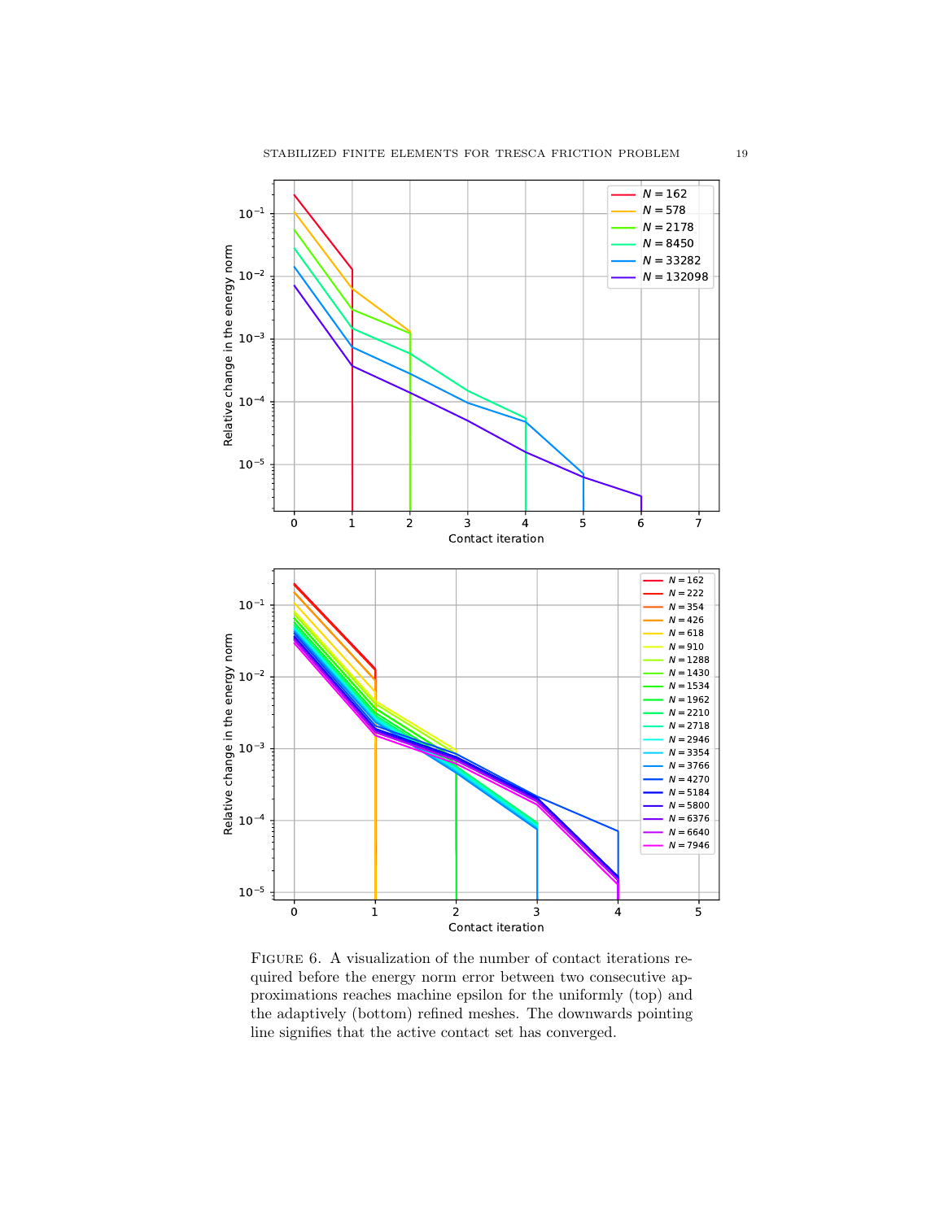Figure 6. A visualization of the number of contact iterations required before the energy norm error between two consecutive approximations reaches machine epsilon for the uniformly (top) and the adaptively (bottom) refined meshes. The downwards pointing line signifies that the active contact set has converged.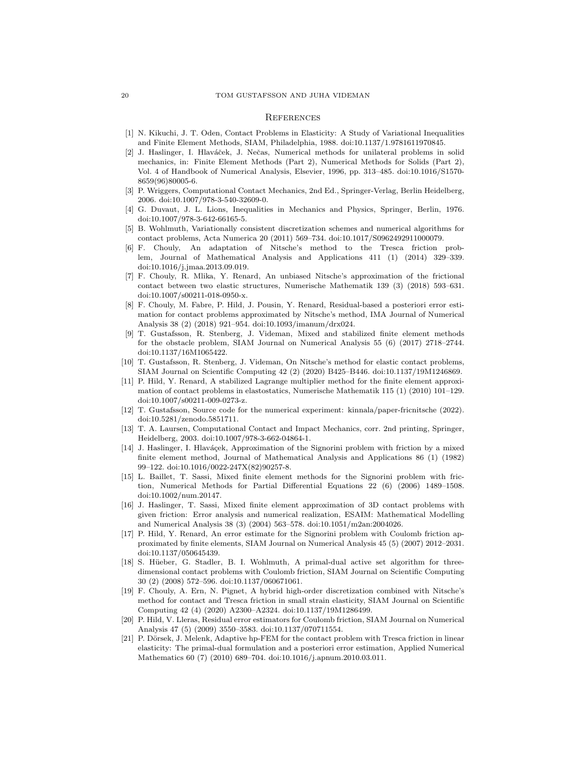## References

[1] N. Kikuchi, J. T. Oden, Contact Problems in Elasticity: A Study of Variational Inequalities and Finite Element Methods, SIAM, Philadelphia, 1988. doi:10.1137/1.9781611970845.

[2] J. Haslinger, I. Hlaváček, J. Nečas, Numerical methods for unilateral problems in solid mechanics, in: Finite Element Methods (Part 2), Numerical Methods for Solids (Part 2), Vol. 4 of Handbook of Numerical Analysis, Elsevier, 1996, pp. 313–485. doi:10.1016/S1570-8659(96)80005-6.

[3] P. Wriggers, Computational Contact Mechanics, 2nd Ed., Springer-Verlag, Berlin Heidelberg, 2006. doi:10.1007/978-3-540-32609-0.

[4] G. Duvaut, J. L. Lions, Inequalities in Mechanics and Physics, Springer, Berlin, 1976. doi:10.1007/978-3-642-66165-5.

[5] B. Wohlmuth, Variationally consistent discretization schemes and numerical algorithms for contact problems, Acta Numerica 20 (2011) 569–734. doi:10.1017/S0962492911000079.

[6] F. Chouly, An adaptation of Nitsche's method to the Tresca friction problem, Journal of Mathematical Analysis and Applications 411 (1) (2014) 329–339. doi:10.1016/j.jmaa.2013.09.019.

[7] F. Chouly, R. Mlika, Y. Renard, An unbiased Nitsche's approximation of the frictional contact between two elastic structures, Numerische Mathematik 139 (3) (2018) 593–631. doi:10.1007/s00211-018-0950-x.

[8] F. Chouly, M. Fabre, P. Hild, J. Pousin, Y. Renard, Residual-based a posteriori error estimation for contact problems approximated by Nitsche's method, IMA Journal of Numerical Analysis 38 (2) (2018) 921–954. doi:10.1093/imanum/drx024.

[9] T. Gustafsson, R. Stenberg, J. Videman, Mixed and stabilized finite element methods for the obstacle problem, SIAM Journal on Numerical Analysis 55 (6) (2017) 2718–2744. doi:10.1137/16M1065422.

[10] T. Gustafsson, R. Stenberg, J. Videman, On Nitsche's method for elastic contact problems, SIAM Journal on Scientific Computing 42 (2) (2020) B425–B446. doi:10.1137/19M1246869.

[11] P. Hild, Y. Renard, A stabilized Lagrange multiplier method for the finite element approximation of contact problems in elastostatics, Numerische Mathematik 115 (1) (2010) 101–129. doi:10.1007/s00211-009-0273-z.

[12] T. Gustafsson, Source code for the numerical experiment: kinnala/paper-fricnitsche (2022). doi:10.5281/zenodo.5851711.

[13] T. A. Laursen, Computational Contact and Impact Mechanics, corr. 2nd printing, Springer, Heidelberg, 2003. doi:10.1007/978-3-662-04864-1.

[14] J. Haslinger, I. Hlaváçek, Approximation of the Signorini problem with friction by a mixed finite element method, Journal of Mathematical Analysis and Applications 86 (1) (1982) 99–122. doi:10.1016/0022-247X(82)90257-8.

[15] L. Baillet, T. Sassi, Mixed finite element methods for the Signorini problem with friction, Numerical Methods for Partial Differential Equations 22 (6) (2006) 1489–1508. doi:10.1002/num.20147.

[16] J. Haslinger, T. Sassi, Mixed finite element approximation of 3D contact problems with given friction: Error analysis and numerical realization, ESAIM: Mathematical Modelling and Numerical Analysis 38 (3) (2004) 563–578. doi:10.1051/m2an:2004026.

[17] P. Hild, Y. Renard, An error estimate for the Signorini problem with Coulomb friction approximated by finite elements, SIAM Journal on Numerical Analysis 45 (5) (2007) 2012–2031. doi:10.1137/050645439.

[18] S. Hüeber, G. Stadler, B. I. Wohlmuth, A primal-dual active set algorithm for three-dimensional contact problems with Coulomb friction, SIAM Journal on Scientific Computing 30 (2) (2008) 572–596. doi:10.1137/060671061.

[19] F. Chouly, A. Ern, N. Pignet, A hybrid high-order discretization combined with Nitsche's method for contact and Tresca friction in small strain elasticity, SIAM Journal on Scientific Computing 42 (4) (2020) A2300–A2324. doi:10.1137/19M1286499.

[20] P. Hild, V. Lleras, Residual error estimators for Coulomb friction, SIAM Journal on Numerical Analysis 47 (5) (2009) 3550–3583. doi:10.1137/070711554.

[21] P. Dörsek, J. Melenk, Adaptive hp-FEM for the contact problem with Tresca friction in linear elasticity: The primal-dual formulation and a posteriori error estimation, Applied Numerical Mathematics 60 (7) (2010) 689–704. doi:10.1016/j.apnum.2010.03.011.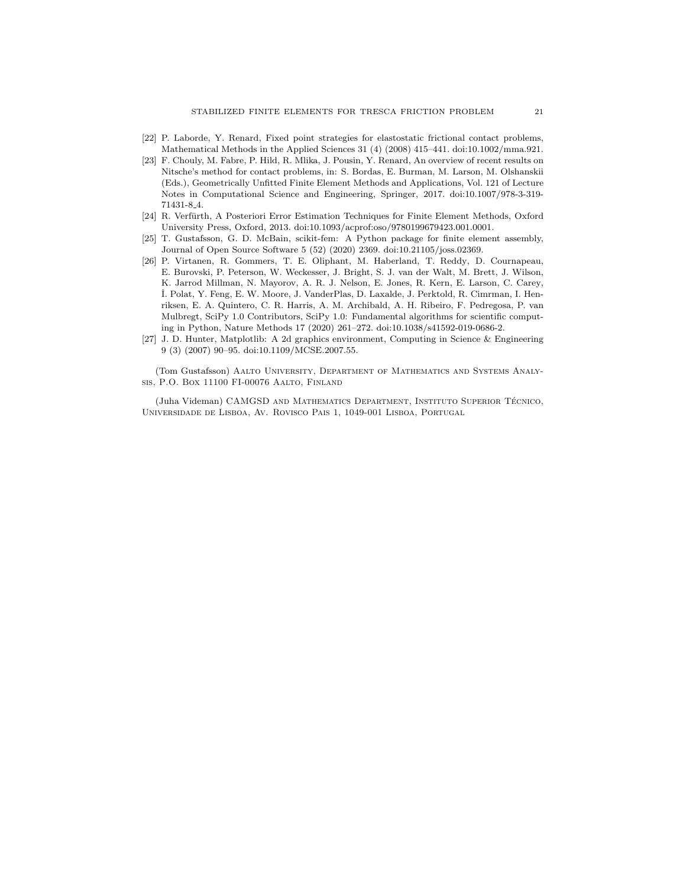[22] P. Laborde, Y. Renard, Fixed point strategies for elastostatic frictional contact problems, Mathematical Methods in the Applied Sciences 31 (4) (2008) 415–441. doi:10.1002/mma.921.

[23] F. Chouly, M. Fabre, P. Hild, R. Mlika, J. Pousin, Y. Renard, An overview of recent results on Nitsche's method for contact problems, in: S. Bordas, E. Burman, M. Larson, M. Olshanskii (Eds.), Geometrically Unfitted Finite Element Methods and Applications, Vol. 121 of Lecture Notes in Computational Science and Engineering, Springer, 2017. doi:10.1007/978-3-319-71431-8_4.

[24] R. Verfürth, A Posteriori Error Estimation Techniques for Finite Element Methods, Oxford University Press, Oxford, 2013. doi:10.1093/acprof:oso/9780199679423.001.0001.

[25] T. Gustafsson, G. D. McBain, scikit-fem: A Python package for finite element assembly, Journal of Open Source Software 5 (52) (2020) 2369. doi:10.21105/joss.02369.

[26] P. Virtanen, R. Gommers, T. E. Oliphant, M. Haberland, T. Reddy, D. Cournapeau, E. Burovski, P. Peterson, W. Weckesser, J. Bright, S. J. van der Walt, M. Brett, J. Wilson, K. Jarrod Millman, N. Mayorov, A. R. J. Nelson, E. Jones, R. Kern, E. Larson, C. Carey, İ. Polat, Y. Feng, E. W. Moore, J. VanderPlas, D. Laxalde, J. Perktold, R. Cimrman, I. Henriksen, E. A. Quintero, C. R. Harris, A. M. Archibald, A. H. Ribeiro, F. Pedregosa, P. van Mulbregt, SciPy 1.0 Contributors, SciPy 1.0: Fundamental algorithms for scientific computing in Python, Nature Methods 17 (2020) 261–272. doi:10.1038/s41592-019-0686-2.

[27] J. D. Hunter, Matplotlib: A 2d graphics environment, Computing in Science & Engineering 9 (3) (2007) 90–95. doi:10.1109/MCSE.2007.55.

(Tom Gustafsson) Aalto University, Department of Mathematics and Systems Analysis, P.O. Box 11100 FI-00076 Aalto, Finland

(Juha Videman) CAMGSD and Mathematics Department, Instituto Superior Técnico, Universidade de Lisboa, Av. Rovisco Pais 1, 1049-001 Lisboa, Portugal